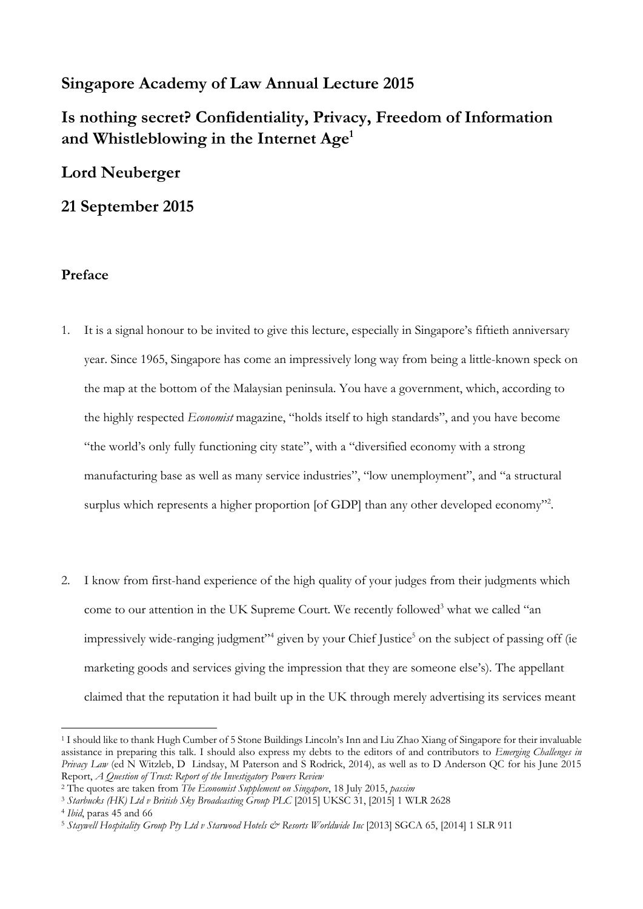# Singapore Academy of Law Annual Lecture 2015

# Is nothing secret? Confidentiality, Privacy, Freedom of Information and Whistleblowing in the Internet Age[1]

## Lord Neuberger

## 21 September 2015

### Preface

1. It is a signal honour to be invited to give this lecture, especially in Singapore's fiftieth anniversary year. Since 1965, Singapore has come an impressively long way from being a little-known speck on the map at the bottom of the Malaysian peninsula. You have a government, which, according to the highly respected *Economist* magazine, "holds itself to high standards", and you have become "the world's only fully functioning city state", with a "diversified economy with a strong manufacturing base as well as many service industries", "low unemployment", and "a structural surplus which represents a higher proportion [of GDP] than any other developed economy"[2].

2. I know from first-hand experience of the high quality of your judges from their judgments which come to our attention in the UK Supreme Court. We recently followed[3] what we called "an impressively wide-ranging judgment"[4] given by your Chief Justice[5] on the subject of passing off (ie marketing goods and services giving the impression that they are someone else's). The appellant claimed that the reputation it had built up in the UK through merely advertising its services meant

---

[1] I should like to thank Hugh Cumber of 5 Stone Buildings Lincoln's Inn and Liu Zhao Xiang of Singapore for their invaluable assistance in preparing this talk. I should also express my debts to the editors of and contributors to *Emerging Challenges in Privacy Law* (ed N Witzleb, D Lindsay, M Paterson and S Rodrick, 2014), as well as to D Anderson QC for his June 2015 Report, *A Question of Trust: Report of the Investigatory Powers Review*

[2] The quotes are taken from *The Economist Supplement on Singapore*, 18 July 2015, *passim*

[3] *Starbucks (HK) Ltd v British Sky Broadcasting Group PLC* [2015] UKSC 31, [2015] 1 WLR 2628

[4] *Ibid*, paras 45 and 66

[5] *Staywell Hospitality Group Pty Ltd v Starwood Hotels & Resorts Worldwide Inc* [2013] SGCA 65, [2014] 1 SLR 911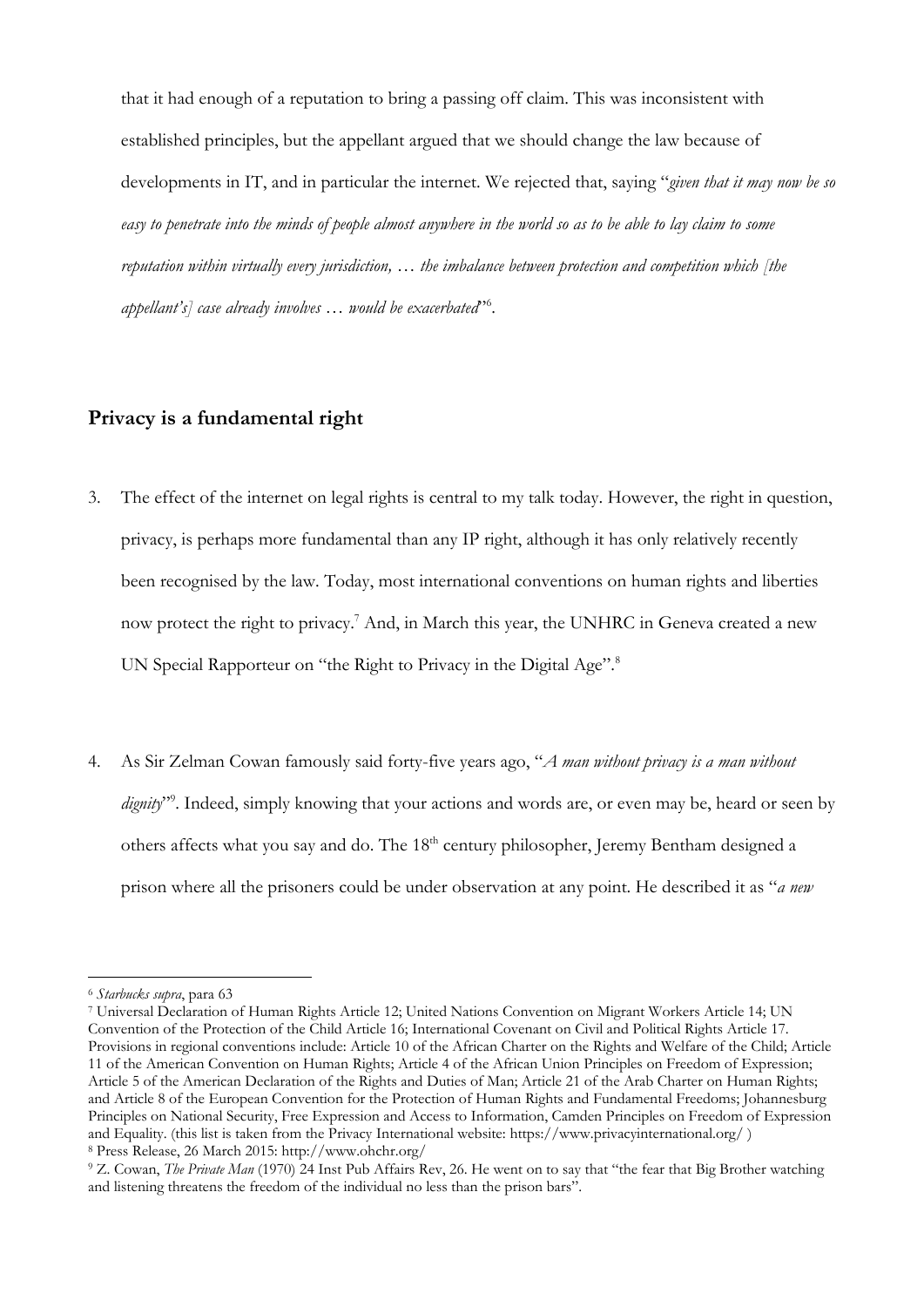that it had enough of a reputation to bring a passing off claim. This was inconsistent with established principles, but the appellant argued that we should change the law because of developments in IT, and in particular the internet. We rejected that, saying "*given that it may now be so easy to penetrate into the minds of people almost anywhere in the world so as to be able to lay claim to some reputation within virtually every jurisdiction, … the imbalance between protection and competition which [the appellant's] case already involves … would be exacerbated*"[6].

## Privacy is a fundamental right

3. The effect of the internet on legal rights is central to my talk today. However, the right in question, privacy, is perhaps more fundamental than any IP right, although it has only relatively recently been recognised by the law. Today, most international conventions on human rights and liberties now protect the right to privacy.[7] And, in March this year, the UNHRC in Geneva created a new UN Special Rapporteur on "the Right to Privacy in the Digital Age".[8]

4. As Sir Zelman Cowan famously said forty-five years ago, "*A man without privacy is a man without dignity*"[9]. Indeed, simply knowing that your actions and words are, or even may be, heard or seen by others affects what you say and do. The 18th century philosopher, Jeremy Bentham designed a prison where all the prisoners could be under observation at any point. He described it as "*a new*

---

[6] *Starbucks supra*, para 63

[7] Universal Declaration of Human Rights Article 12; United Nations Convention on Migrant Workers Article 14; UN Convention of the Protection of the Child Article 16; International Covenant on Civil and Political Rights Article 17. Provisions in regional conventions include: Article 10 of the African Charter on the Rights and Welfare of the Child; Article 11 of the American Convention on Human Rights; Article 4 of the African Union Principles on Freedom of Expression; Article 5 of the American Declaration of the Rights and Duties of Man; Article 21 of the Arab Charter on Human Rights; and Article 8 of the European Convention for the Protection of Human Rights and Fundamental Freedoms; Johannesburg Principles on National Security, Free Expression and Access to Information, Camden Principles on Freedom of Expression and Equality. (this list is taken from the Privacy International website: https://www.privacyinternational.org/ )

[8] Press Release, 26 March 2015: http://www.ohchr.org/

[9] Z. Cowan, *The Private Man* (1970) 24 Inst Pub Affairs Rev, 26. He went on to say that "the fear that Big Brother watching and listening threatens the freedom of the individual no less than the prison bars".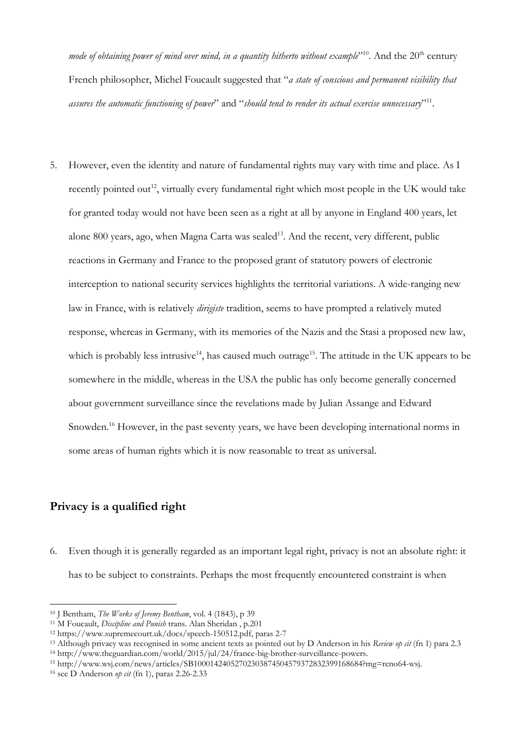*mode of obtaining power of mind over mind, in a quantity hitherto without example*"[10]. And the 20th century French philosopher, Michel Foucault suggested that "*a state of conscious and permanent visibility that assures the automatic functioning of power*" and "*should tend to render its actual exercise unnecessary*"[11].

5. However, even the identity and nature of fundamental rights may vary with time and place. As I recently pointed out[12], virtually every fundamental right which most people in the UK would take for granted today would not have been seen as a right at all by anyone in England 400 years, let alone 800 years, ago, when Magna Carta was sealed[13]. And the recent, very different, public reactions in Germany and France to the proposed grant of statutory powers of electronic interception to national security services highlights the territorial variations. A wide-ranging new law in France, with is relatively *dirigiste* tradition, seems to have prompted a relatively muted response, whereas in Germany, with its memories of the Nazis and the Stasi a proposed new law, which is probably less intrusive[14], has caused much outrage[15]. The attitude in the UK appears to be somewhere in the middle, whereas in the USA the public has only become generally concerned about government surveillance since the revelations made by Julian Assange and Edward Snowden.[16] However, in the past seventy years, we have been developing international norms in some areas of human rights which it is now reasonable to treat as universal.

## Privacy is a qualified right

6. Even though it is generally regarded as an important legal right, privacy is not an absolute right: it has to be subject to constraints. Perhaps the most frequently encountered constraint is when

---

[10] J Bentham, *The Works of Jeremy Bentham*, vol. 4 (1843), p 39

[11] M Foucault, *Discipline and Punish* trans. Alan Sheridan , p.201

[12] https://www.supremecourt.uk/docs/speech-150512.pdf, paras 2-7

[13] Although privacy was recognised in some ancient texts as pointed out by D Anderson in his *Review op cit* (fn 1) para 2.3

[14] http://www.theguardian.com/world/2015/jul/24/france-big-brother-surveillance-powers.

[15] http://www.wsj.com/news/articles/SB10001424052702303874504579372832399168684?mg=reno64-wsj.

[16] see D Anderson *op cit* (fn 1), paras 2.26-2.33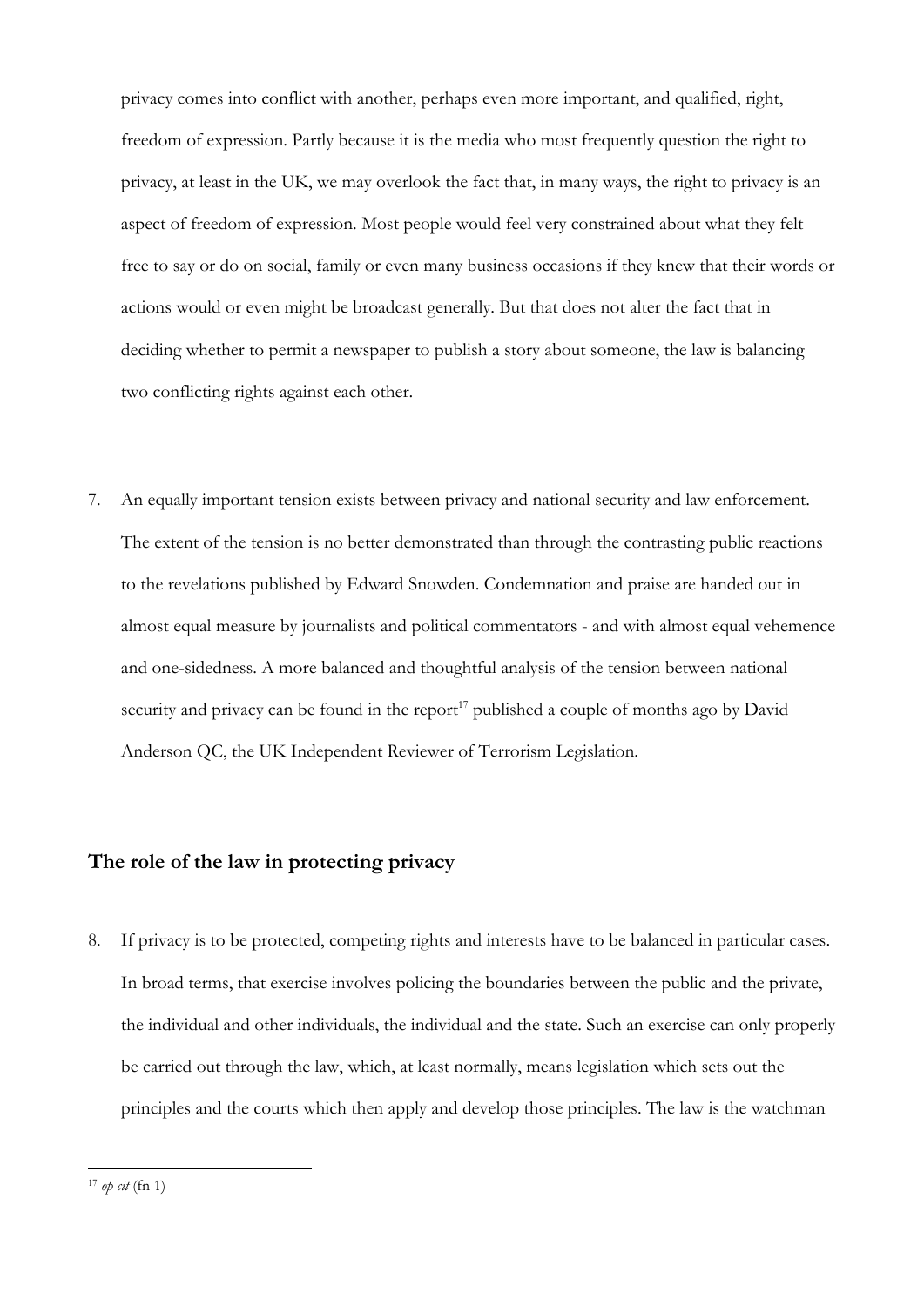privacy comes into conflict with another, perhaps even more important, and qualified, right, freedom of expression. Partly because it is the media who most frequently question the right to privacy, at least in the UK, we may overlook the fact that, in many ways, the right to privacy is an aspect of freedom of expression. Most people would feel very constrained about what they felt free to say or do on social, family or even many business occasions if they knew that their words or actions would or even might be broadcast generally. But that does not alter the fact that in deciding whether to permit a newspaper to publish a story about someone, the law is balancing two conflicting rights against each other.

7. An equally important tension exists between privacy and national security and law enforcement. The extent of the tension is no better demonstrated than through the contrasting public reactions to the revelations published by Edward Snowden. Condemnation and praise are handed out in almost equal measure by journalists and political commentators - and with almost equal vehemence and one-sidedness. A more balanced and thoughtful analysis of the tension between national security and privacy can be found in the report[17] published a couple of months ago by David Anderson QC, the UK Independent Reviewer of Terrorism Legislation.

## The role of the law in protecting privacy

8. If privacy is to be protected, competing rights and interests have to be balanced in particular cases. In broad terms, that exercise involves policing the boundaries between the public and the private, the individual and other individuals, the individual and the state. Such an exercise can only properly be carried out through the law, which, at least normally, means legislation which sets out the principles and the courts which then apply and develop those principles. The law is the watchman

[17] *op cit* (fn 1)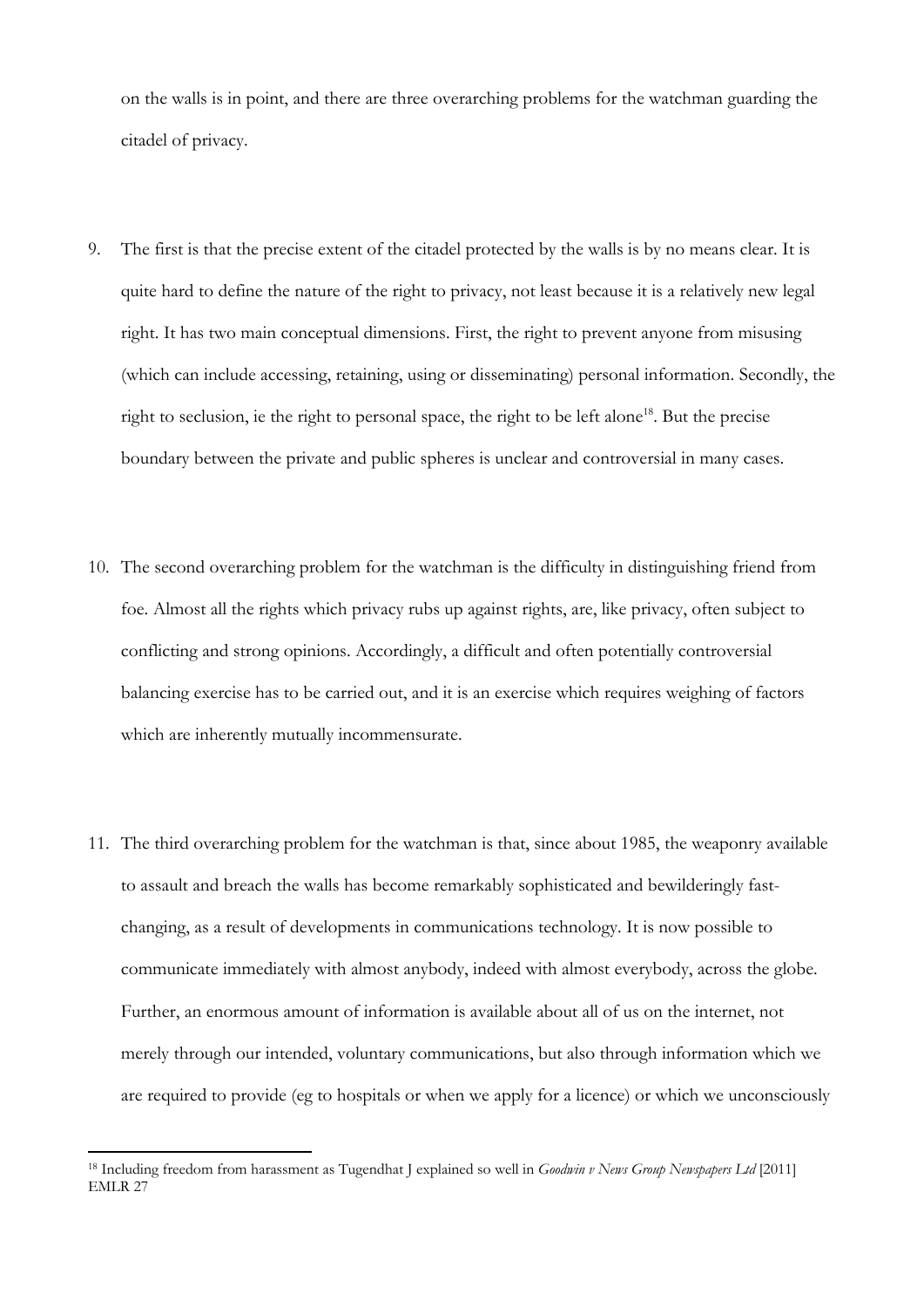on the walls is in point, and there are three overarching problems for the watchman guarding the citadel of privacy.

9. The first is that the precise extent of the citadel protected by the walls is by no means clear. It is quite hard to define the nature of the right to privacy, not least because it is a relatively new legal right. It has two main conceptual dimensions. First, the right to prevent anyone from misusing (which can include accessing, retaining, using or disseminating) personal information. Secondly, the right to seclusion, ie the right to personal space, the right to be left alone[18]. But the precise boundary between the private and public spheres is unclear and controversial in many cases.

10. The second overarching problem for the watchman is the difficulty in distinguishing friend from foe. Almost all the rights which privacy rubs up against rights, are, like privacy, often subject to conflicting and strong opinions. Accordingly, a difficult and often potentially controversial balancing exercise has to be carried out, and it is an exercise which requires weighing of factors which are inherently mutually incommensurate.

11. The third overarching problem for the watchman is that, since about 1985, the weaponry available to assault and breach the walls has become remarkably sophisticated and bewilderingly fast-changing, as a result of developments in communications technology. It is now possible to communicate immediately with almost anybody, indeed with almost everybody, across the globe. Further, an enormous amount of information is available about all of us on the internet, not merely through our intended, voluntary communications, but also through information which we are required to provide (eg to hospitals or when we apply for a licence) or which we unconsciously

---

[18] Including freedom from harassment as Tugendhat J explained so well in *Goodwin v News Group Newspapers Ltd* [2011] EMLR 27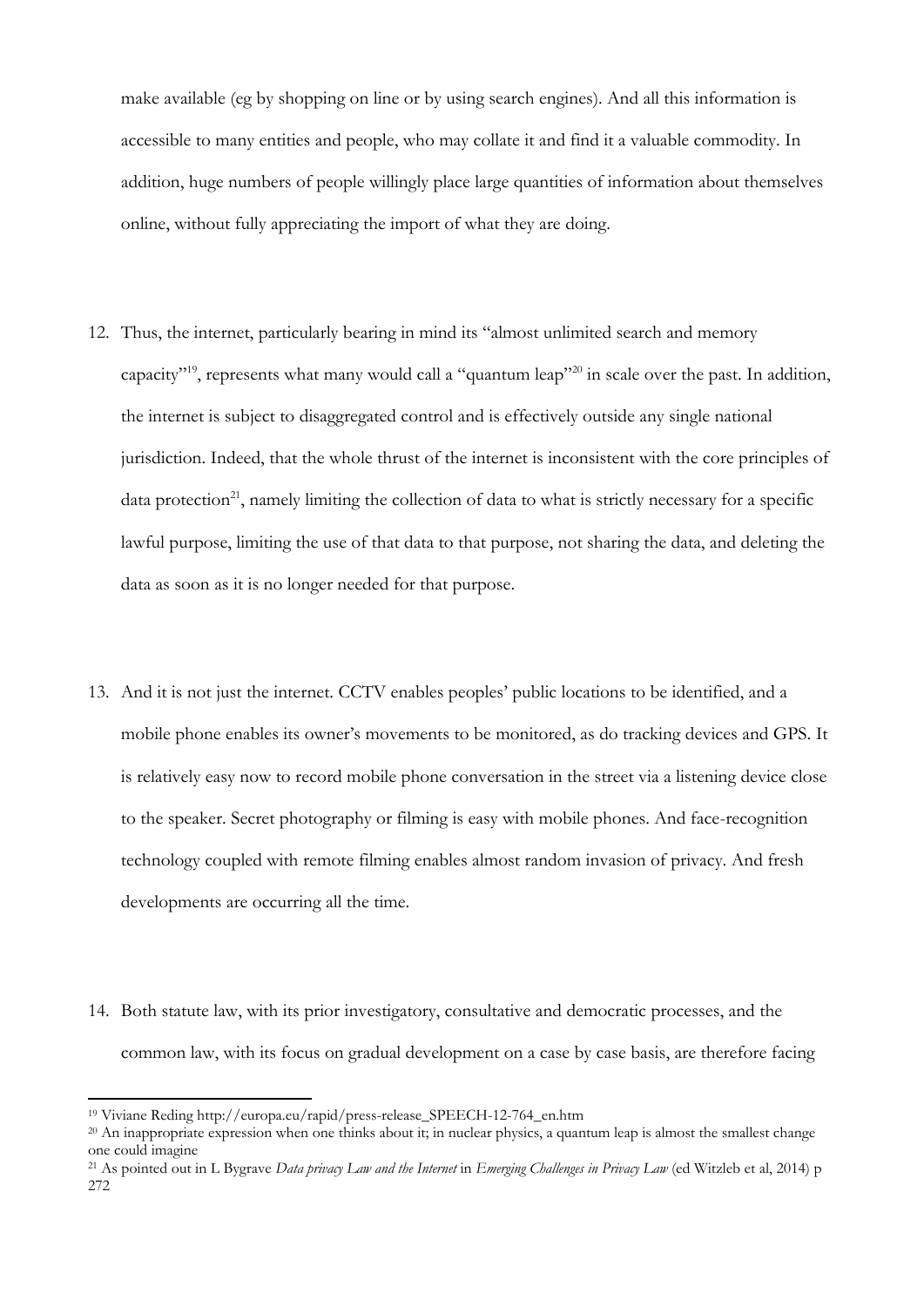make available (eg by shopping on line or by using search engines). And all this information is accessible to many entities and people, who may collate it and find it a valuable commodity. In addition, huge numbers of people willingly place large quantities of information about themselves online, without fully appreciating the import of what they are doing.

12. Thus, the internet, particularly bearing in mind its "almost unlimited search and memory capacity"[19], represents what many would call a "quantum leap"[20] in scale over the past. In addition, the internet is subject to disaggregated control and is effectively outside any single national jurisdiction. Indeed, that the whole thrust of the internet is inconsistent with the core principles of data protection[21], namely limiting the collection of data to what is strictly necessary for a specific lawful purpose, limiting the use of that data to that purpose, not sharing the data, and deleting the data as soon as it is no longer needed for that purpose.

13. And it is not just the internet. CCTV enables peoples' public locations to be identified, and a mobile phone enables its owner's movements to be monitored, as do tracking devices and GPS. It is relatively easy now to record mobile phone conversation in the street via a listening device close to the speaker. Secret photography or filming is easy with mobile phones. And face-recognition technology coupled with remote filming enables almost random invasion of privacy. And fresh developments are occurring all the time.

14. Both statute law, with its prior investigatory, consultative and democratic processes, and the common law, with its focus on gradual development on a case by case basis, are therefore facing

---

[19] Viviane Reding http://europa.eu/rapid/press-release_SPEECH-12-764_en.htm

[20] An inappropriate expression when one thinks about it; in nuclear physics, a quantum leap is almost the smallest change one could imagine

[21] As pointed out in L Bygrave *Data privacy Law and the Internet* in *Emerging Challenges in Privacy Law* (ed Witzleb et al, 2014) p 272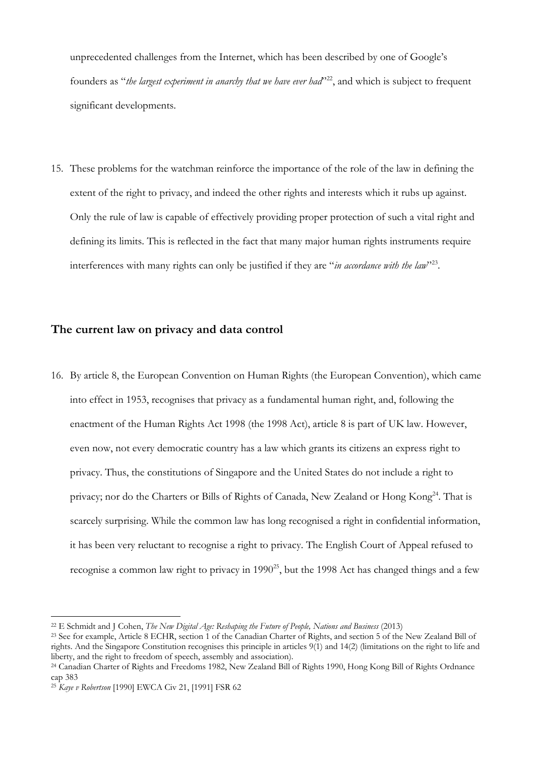unprecedented challenges from the Internet, which has been described by one of Google's founders as "*the largest experiment in anarchy that we have ever had*"[22], and which is subject to frequent significant developments.

15. These problems for the watchman reinforce the importance of the role of the law in defining the extent of the right to privacy, and indeed the other rights and interests which it rubs up against. Only the rule of law is capable of effectively providing proper protection of such a vital right and defining its limits. This is reflected in the fact that many major human rights instruments require interferences with many rights can only be justified if they are "*in accordance with the law*"[23].

## The current law on privacy and data control

16. By article 8, the European Convention on Human Rights (the European Convention), which came into effect in 1953, recognises that privacy as a fundamental human right, and, following the enactment of the Human Rights Act 1998 (the 1998 Act), article 8 is part of UK law. However, even now, not every democratic country has a law which grants its citizens an express right to privacy. Thus, the constitutions of Singapore and the United States do not include a right to privacy; nor do the Charters or Bills of Rights of Canada, New Zealand or Hong Kong[24]. That is scarcely surprising. While the common law has long recognised a right in confidential information, it has been very reluctant to recognise a right to privacy. The English Court of Appeal refused to recognise a common law right to privacy in 1990[25], but the 1998 Act has changed things and a few

---

[22] E Schmidt and J Cohen, *The New Digital Age: Reshaping the Future of People, Nations and Business* (2013)

[23] See for example, Article 8 ECHR, section 1 of the Canadian Charter of Rights, and section 5 of the New Zealand Bill of rights. And the Singapore Constitution recognises this principle in articles 9(1) and 14(2) (limitations on the right to life and liberty, and the right to freedom of speech, assembly and association).

[24] Canadian Charter of Rights and Freedoms 1982, New Zealand Bill of Rights 1990, Hong Kong Bill of Rights Ordnance cap 383

[25] *Kaye v Robertson* [1990] EWCA Civ 21, [1991] FSR 62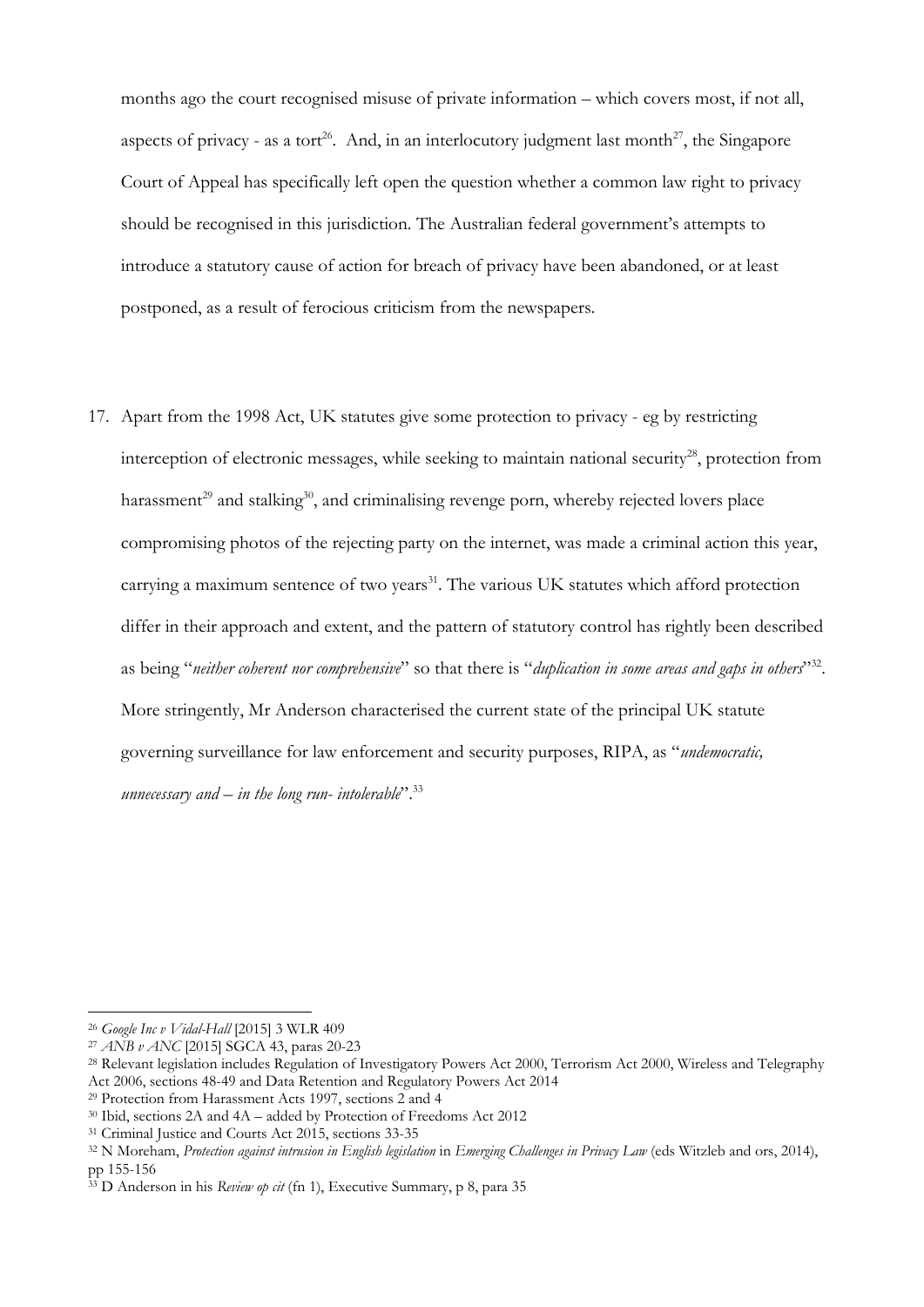months ago the court recognised misuse of private information – which covers most, if not all, aspects of privacy - as a tort[26]. And, in an interlocutory judgment last month[27], the Singapore Court of Appeal has specifically left open the question whether a common law right to privacy should be recognised in this jurisdiction. The Australian federal government's attempts to introduce a statutory cause of action for breach of privacy have been abandoned, or at least postponed, as a result of ferocious criticism from the newspapers.

17. Apart from the 1998 Act, UK statutes give some protection to privacy - eg by restricting interception of electronic messages, while seeking to maintain national security[28], protection from harassment[29] and stalking[30], and criminalising revenge porn, whereby rejected lovers place compromising photos of the rejecting party on the internet, was made a criminal action this year, carrying a maximum sentence of two years[31]. The various UK statutes which afford protection differ in their approach and extent, and the pattern of statutory control has rightly been described as being "*neither coherent nor comprehensive*" so that there is "*duplication in some areas and gaps in others*"[32]. More stringently, Mr Anderson characterised the current state of the principal UK statute governing surveillance for law enforcement and security purposes, RIPA, as "*undemocratic, unnecessary and – in the long run- intolerable*".[33]

---

[26] *Google Inc v Vidal-Hall* [2015] 3 WLR 409

[27] *ANB v ANC* [2015] SGCA 43, paras 20-23

[28] Relevant legislation includes Regulation of Investigatory Powers Act 2000, Terrorism Act 2000, Wireless and Telegraphy Act 2006, sections 48-49 and Data Retention and Regulatory Powers Act 2014

[29] Protection from Harassment Acts 1997, sections 2 and 4

[30] Ibid, sections 2A and 4A – added by Protection of Freedoms Act 2012

[31] Criminal Justice and Courts Act 2015, sections 33-35

[32] N Moreham, *Protection against intrusion in English legislation* in *Emerging Challenges in Privacy Law* (eds Witzleb and ors, 2014), pp 155-156

[33] D Anderson in his *Review op cit* (fn 1), Executive Summary, p 8, para 35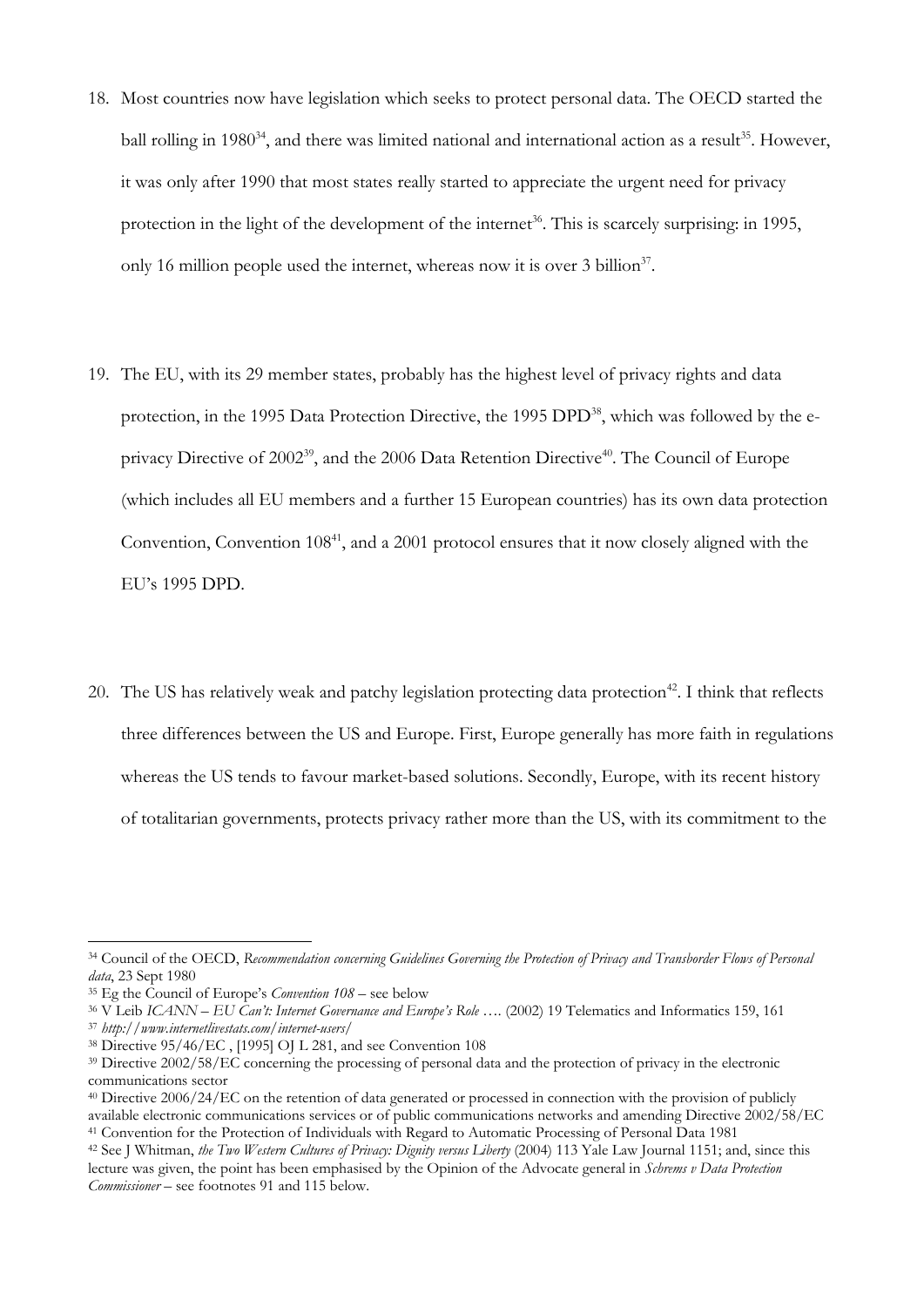18. Most countries now have legislation which seeks to protect personal data. The OECD started the ball rolling in 1980[34], and there was limited national and international action as a result[35]. However, it was only after 1990 that most states really started to appreciate the urgent need for privacy protection in the light of the development of the internet[36]. This is scarcely surprising: in 1995, only 16 million people used the internet, whereas now it is over 3 billion[37].

19. The EU, with its 29 member states, probably has the highest level of privacy rights and data protection, in the 1995 Data Protection Directive, the 1995 DPD[38], which was followed by the e-privacy Directive of 2002[39], and the 2006 Data Retention Directive[40]. The Council of Europe (which includes all EU members and a further 15 European countries) has its own data protection Convention, Convention 108[41], and a 2001 protocol ensures that it now closely aligned with the EU's 1995 DPD.

20. The US has relatively weak and patchy legislation protecting data protection[42]. I think that reflects three differences between the US and Europe. First, Europe generally has more faith in regulations whereas the US tends to favour market-based solutions. Secondly, Europe, with its recent history of totalitarian governments, protects privacy rather more than the US, with its commitment to the

---

[34] Council of the OECD, *Recommendation concerning Guidelines Governing the Protection of Privacy and Transborder Flows of Personal data*, 23 Sept 1980

[35] Eg the Council of Europe's *Convention 108* – see below

[36] V Leib *ICANN – EU Can't: Internet Governance and Europe's Role* …. (2002) 19 Telematics and Informatics 159, 161

[37] *http://www.internetlivestats.com/internet-users/*

[38] Directive 95/46/EC , [1995] OJ L 281, and see Convention 108

[39] Directive 2002/58/EC concerning the processing of personal data and the protection of privacy in the electronic communications sector

[40] Directive 2006/24/EC on the retention of data generated or processed in connection with the provision of publicly available electronic communications services or of public communications networks and amending Directive 2002/58/EC

[41] Convention for the Protection of Individuals with Regard to Automatic Processing of Personal Data 1981

[42] See J Whitman, *the Two Western Cultures of Privacy: Dignity versus Liberty* (2004) 113 Yale Law Journal 1151; and, since this lecture was given, the point has been emphasised by the Opinion of the Advocate general in *Schrems v Data Protection Commissioner* – see footnotes 91 and 115 below.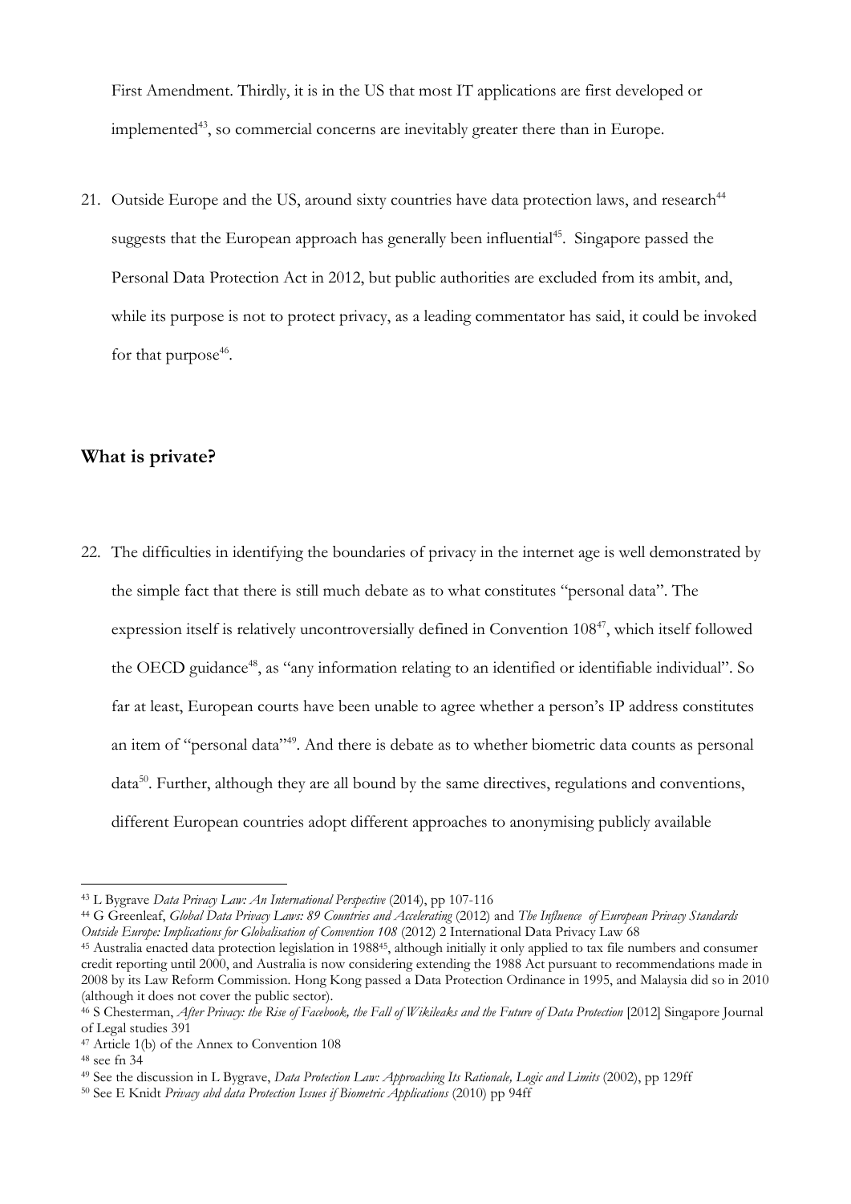First Amendment. Thirdly, it is in the US that most IT applications are first developed or implemented[43], so commercial concerns are inevitably greater there than in Europe.

21. Outside Europe and the US, around sixty countries have data protection laws, and research[44] suggests that the European approach has generally been influential[45]. Singapore passed the Personal Data Protection Act in 2012, but public authorities are excluded from its ambit, and, while its purpose is not to protect privacy, as a leading commentator has said, it could be invoked for that purpose[46].

## What is private?

22. The difficulties in identifying the boundaries of privacy in the internet age is well demonstrated by the simple fact that there is still much debate as to what constitutes "personal data". The expression itself is relatively uncontroversially defined in Convention 108[47], which itself followed the OECD guidance[48], as "any information relating to an identified or identifiable individual". So far at least, European courts have been unable to agree whether a person's IP address constitutes an item of "personal data"[49]. And there is debate as to whether biometric data counts as personal data[50]. Further, although they are all bound by the same directives, regulations and conventions, different European countries adopt different approaches to anonymising publicly available

---

[43] L Bygrave *Data Privacy Law: An International Perspective* (2014), pp 107-116

[44] G Greenleaf, *Global Data Privacy Laws: 89 Countries and Accelerating* (2012) and *The Influence of European Privacy Standards Outside Europe: Implications for Globalisation of Convention 108* (2012) 2 International Data Privacy Law 68

[45] Australia enacted data protection legislation in 1988[45], although initially it only applied to tax file numbers and consumer credit reporting until 2000, and Australia is now considering extending the 1988 Act pursuant to recommendations made in 2008 by its Law Reform Commission. Hong Kong passed a Data Protection Ordinance in 1995, and Malaysia did so in 2010 (although it does not cover the public sector).

[46] S Chesterman, *After Privacy: the Rise of Facebook, the Fall of Wikileaks and the Future of Data Protection* [2012] Singapore Journal of Legal studies 391

[47] Article 1(b) of the Annex to Convention 108

[48] see fn 34

[49] See the discussion in L Bygrave, *Data Protection Law: Approaching Its Rationale, Logic and Limits* (2002), pp 129ff

[50] See E Knidt *Privacy abd data Protection Issues if Biometric Applications* (2010) pp 94ff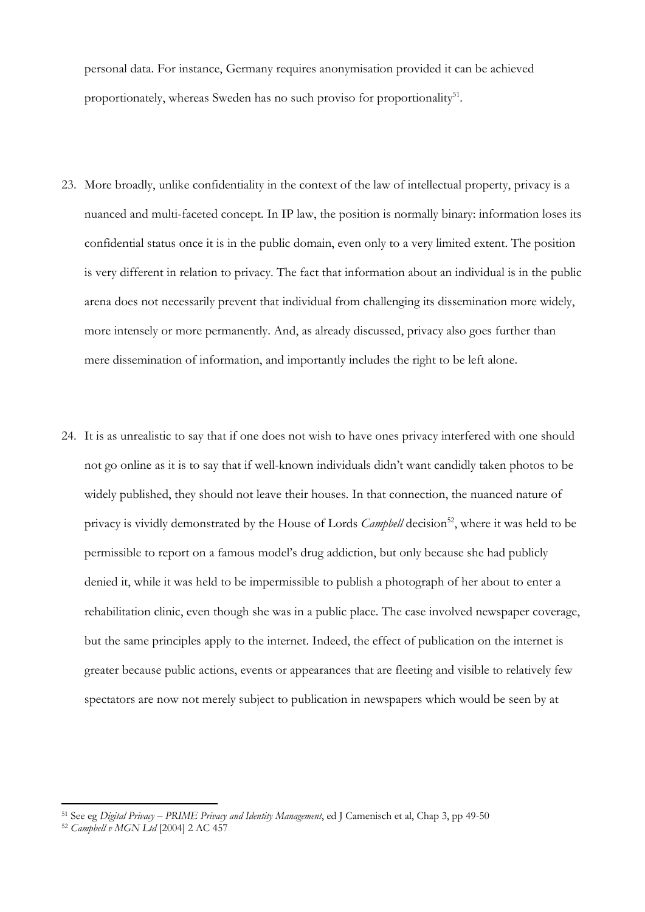personal data. For instance, Germany requires anonymisation provided it can be achieved proportionately, whereas Sweden has no such proviso for proportionality[51].

23. More broadly, unlike confidentiality in the context of the law of intellectual property, privacy is a nuanced and multi-faceted concept. In IP law, the position is normally binary: information loses its confidential status once it is in the public domain, even only to a very limited extent. The position is very different in relation to privacy. The fact that information about an individual is in the public arena does not necessarily prevent that individual from challenging its dissemination more widely, more intensely or more permanently. And, as already discussed, privacy also goes further than mere dissemination of information, and importantly includes the right to be left alone.

24. It is as unrealistic to say that if one does not wish to have ones privacy interfered with one should not go online as it is to say that if well-known individuals didn't want candidly taken photos to be widely published, they should not leave their houses. In that connection, the nuanced nature of privacy is vividly demonstrated by the House of Lords *Campbell* decision[52], where it was held to be permissible to report on a famous model's drug addiction, but only because she had publicly denied it, while it was held to be impermissible to publish a photograph of her about to enter a rehabilitation clinic, even though she was in a public place. The case involved newspaper coverage, but the same principles apply to the internet. Indeed, the effect of publication on the internet is greater because public actions, events or appearances that are fleeting and visible to relatively few spectators are now not merely subject to publication in newspapers which would be seen by at

---

[51] See eg *Digital Privacy – PRIME Privacy and Identity Management*, ed J Camenisch et al, Chap 3, pp 49-50

[52] *Campbell v MGN Ltd* [2004] 2 AC 457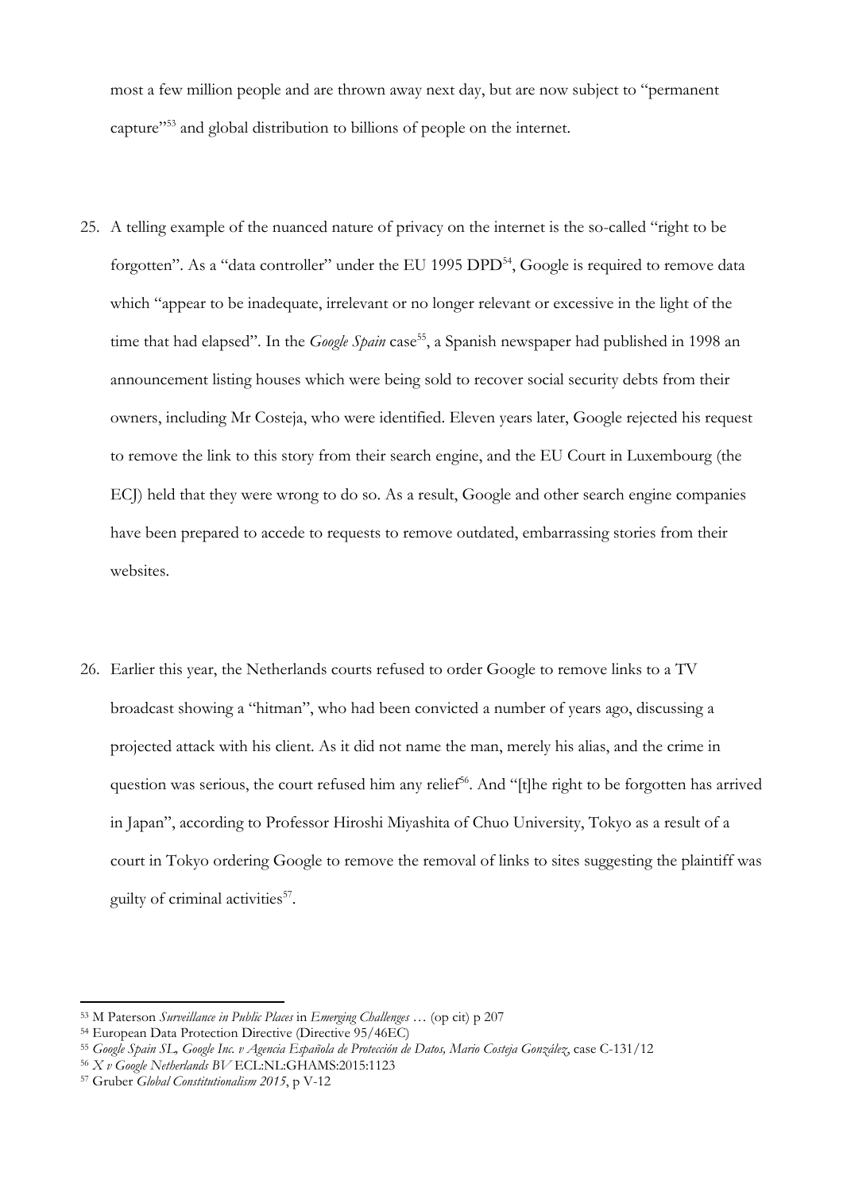most a few million people and are thrown away next day, but are now subject to "permanent capture"[53] and global distribution to billions of people on the internet.

25. A telling example of the nuanced nature of privacy on the internet is the so-called "right to be forgotten". As a "data controller" under the EU 1995 DPD[54], Google is required to remove data which "appear to be inadequate, irrelevant or no longer relevant or excessive in the light of the time that had elapsed". In the *Google Spain* case[55], a Spanish newspaper had published in 1998 an announcement listing houses which were being sold to recover social security debts from their owners, including Mr Costeja, who were identified. Eleven years later, Google rejected his request to remove the link to this story from their search engine, and the EU Court in Luxembourg (the ECJ) held that they were wrong to do so. As a result, Google and other search engine companies have been prepared to accede to requests to remove outdated, embarrassing stories from their websites.

26. Earlier this year, the Netherlands courts refused to order Google to remove links to a TV broadcast showing a "hitman", who had been convicted a number of years ago, discussing a projected attack with his client. As it did not name the man, merely his alias, and the crime in question was serious, the court refused him any relief[56]. And "[t]he right to be forgotten has arrived in Japan", according to Professor Hiroshi Miyashita of Chuo University, Tokyo as a result of a court in Tokyo ordering Google to remove the removal of links to sites suggesting the plaintiff was guilty of criminal activities[57].

---

[53] M Paterson *Surveillance in Public Places* in *Emerging Challenges …* (op cit) p 207

[54] European Data Protection Directive (Directive 95/46EC)

[55] *Google Spain SL, Google Inc. v Agencia Española de Protección de Datos, Mario Costeja González*, case C-131/12

[56] *X v Google Netherlands BV* ECL:NL:GHAMS:2015:1123

[57] Gruber *Global Constitutionalism 2015*, p V-12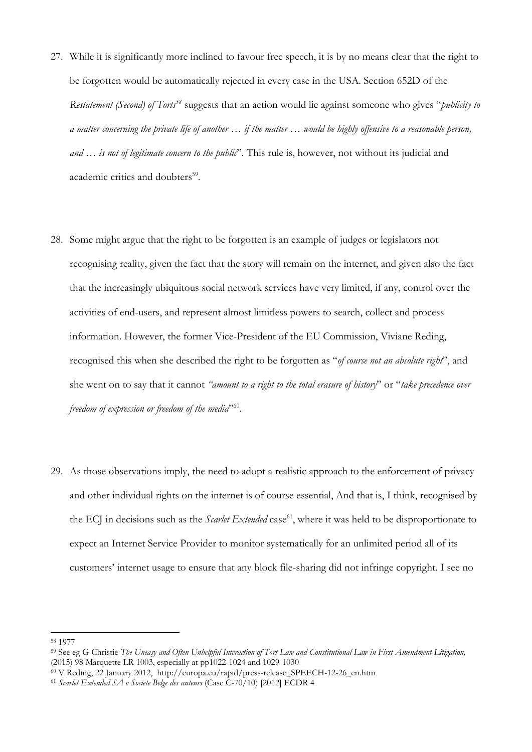27. While it is significantly more inclined to favour free speech, it is by no means clear that the right to be forgotten would be automatically rejected in every case in the USA. Section 652D of the *Restatement (Second) of Torts*[58] suggests that an action would lie against someone who gives "*publicity to a matter concerning the private life of another … if the matter … would be highly offensive to a reasonable person, and … is not of legitimate concern to the public*". This rule is, however, not without its judicial and academic critics and doubters[59].

28. Some might argue that the right to be forgotten is an example of judges or legislators not recognising reality, given the fact that the story will remain on the internet, and given also the fact that the increasingly ubiquitous social network services have very limited, if any, control over the activities of end-users, and represent almost limitless powers to search, collect and process information. However, the former Vice-President of the EU Commission, Viviane Reding, recognised this when she described the right to be forgotten as "*of course not an absolute right*", and she went on to say that it cannot *"amount to a right to the total erasure of history*" or "*take precedence over freedom of expression or freedom of the media*"[60].

29. As those observations imply, the need to adopt a realistic approach to the enforcement of privacy and other individual rights on the internet is of course essential, And that is, I think, recognised by the ECJ in decisions such as the *Scarlet Extended* case[61], where it was held to be disproportionate to expect an Internet Service Provider to monitor systematically for an unlimited period all of its customers' internet usage to ensure that any block file-sharing did not infringe copyright. I see no

---

[58] 1977

[59] See eg G Christie *The Uneasy and Often Unhelpful Interaction of Tort Law and Constitutional Law in First Amendment Litigation,* (2015) 98 Marquette LR 1003, especially at pp1022-1024 and 1029-1030

[60] V Reding, 22 January 2012, http://europa.eu/rapid/press-release_SPEECH-12-26_en.htm

[61] *Scarlet Extended SA v Societe Belge des auteurs* (Case C-70/10) [2012] ECDR 4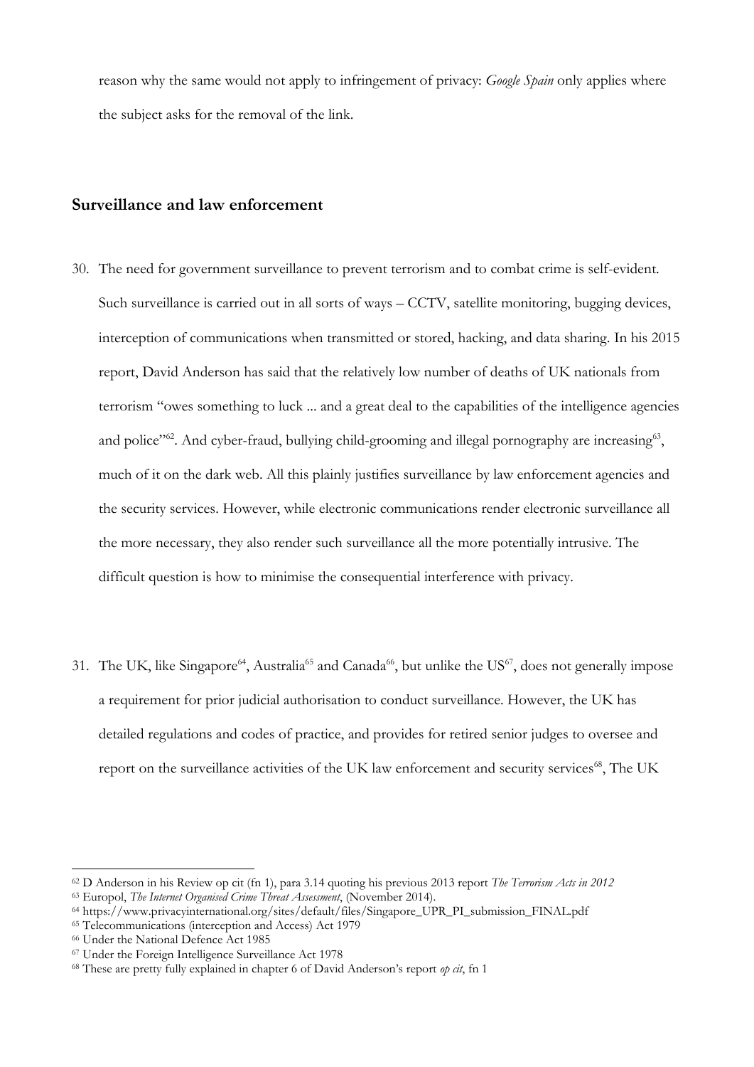reason why the same would not apply to infringement of privacy: *Google Spain* only applies where the subject asks for the removal of the link.

## Surveillance and law enforcement

30. The need for government surveillance to prevent terrorism and to combat crime is self-evident. Such surveillance is carried out in all sorts of ways – CCTV, satellite monitoring, bugging devices, interception of communications when transmitted or stored, hacking, and data sharing. In his 2015 report, David Anderson has said that the relatively low number of deaths of UK nationals from terrorism "owes something to luck ... and a great deal to the capabilities of the intelligence agencies and police"[62]. And cyber-fraud, bullying child-grooming and illegal pornography are increasing[63], much of it on the dark web. All this plainly justifies surveillance by law enforcement agencies and the security services. However, while electronic communications render electronic surveillance all the more necessary, they also render such surveillance all the more potentially intrusive. The difficult question is how to minimise the consequential interference with privacy.

31. The UK, like Singapore[64], Australia[65] and Canada[66], but unlike the US[67], does not generally impose a requirement for prior judicial authorisation to conduct surveillance. However, the UK has detailed regulations and codes of practice, and provides for retired senior judges to oversee and report on the surveillance activities of the UK law enforcement and security services[68], The UK

---

[62] D Anderson in his Review op cit (fn 1), para 3.14 quoting his previous 2013 report *The Terrorism Acts in 2012*

[63] Europol, *The Internet Organised Crime Threat Assessment*, (November 2014).

[64] https://www.privacyinternational.org/sites/default/files/Singapore_UPR_PI_submission_FINAL.pdf

[65] Telecommunications (interception and Access) Act 1979

[66] Under the National Defence Act 1985

[67] Under the Foreign Intelligence Surveillance Act 1978

[68] These are pretty fully explained in chapter 6 of David Anderson's report *op cit*, fn 1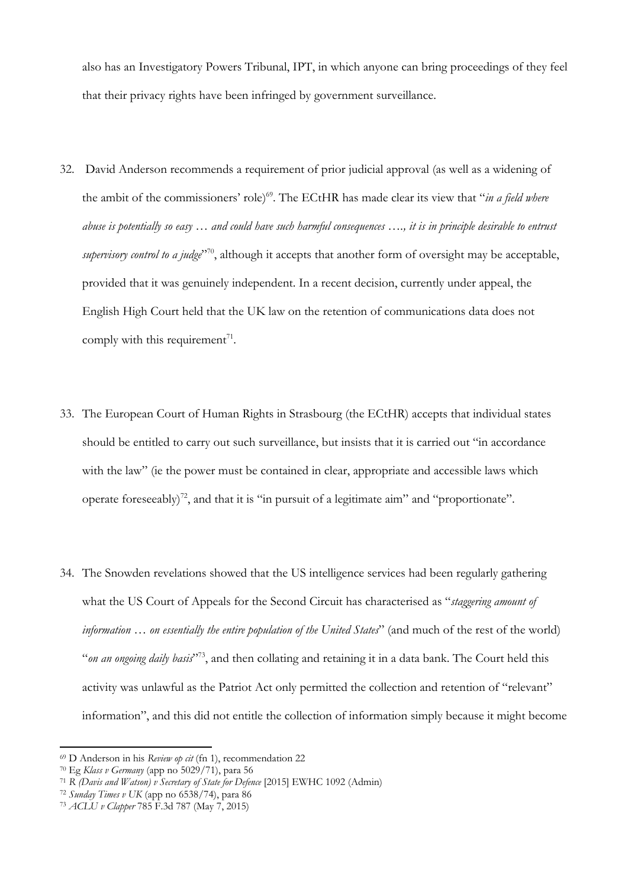also has an Investigatory Powers Tribunal, IPT, in which anyone can bring proceedings of they feel that their privacy rights have been infringed by government surveillance.

32. David Anderson recommends a requirement of prior judicial approval (as well as a widening of the ambit of the commissioners' role)[69]. The ECtHR has made clear its view that "*in a field where abuse is potentially so easy … and could have such harmful consequences …., it is in principle desirable to entrust supervisory control to a judge*"[70], although it accepts that another form of oversight may be acceptable, provided that it was genuinely independent. In a recent decision, currently under appeal, the English High Court held that the UK law on the retention of communications data does not comply with this requirement[71].

33. The European Court of Human Rights in Strasbourg (the ECtHR) accepts that individual states should be entitled to carry out such surveillance, but insists that it is carried out "in accordance with the law" (ie the power must be contained in clear, appropriate and accessible laws which operate foreseeably)[72], and that it is "in pursuit of a legitimate aim" and "proportionate".

34. The Snowden revelations showed that the US intelligence services had been regularly gathering what the US Court of Appeals for the Second Circuit has characterised as "*staggering amount of information … on essentially the entire population of the United States*" (and much of the rest of the world) "*on an ongoing daily basis*"[73], and then collating and retaining it in a data bank. The Court held this activity was unlawful as the Patriot Act only permitted the collection and retention of "relevant" information", and this did not entitle the collection of information simply because it might become

---

[69] D Anderson in his *Review op cit* (fn 1), recommendation 22

[70] Eg *Klass v Germany* (app no 5029/71), para 56

[71] R *(Davis and Watson) v Secretary of State for Defence* [2015] EWHC 1092 (Admin)

[72] *Sunday Times v UK* (app no 6538/74), para 86

[73] *ACLU v Clapper* 785 F.3d 787 (May 7, 2015)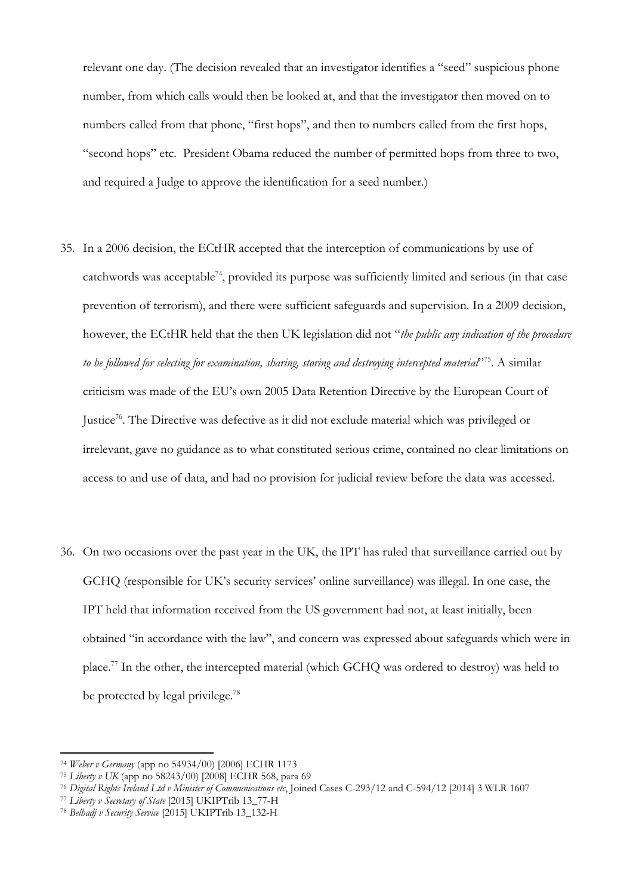relevant one day. (The decision revealed that an investigator identifies a "seed" suspicious phone number, from which calls would then be looked at, and that the investigator then moved on to numbers called from that phone, "first hops", and then to numbers called from the first hops, "second hops" etc. President Obama reduced the number of permitted hops from three to two, and required a Judge to approve the identification for a seed number.)

35. In a 2006 decision, the ECtHR accepted that the interception of communications by use of catchwords was acceptable[74], provided its purpose was sufficiently limited and serious (in that case prevention of terrorism), and there were sufficient safeguards and supervision. In a 2009 decision, however, the ECtHR held that the then UK legislation did not "*the public any indication of the procedure to be followed for selecting for examination, sharing, storing and destroying intercepted material*"[75]. A similar criticism was made of the EU's own 2005 Data Retention Directive by the European Court of Justice[76]. The Directive was defective as it did not exclude material which was privileged or irrelevant, gave no guidance as to what constituted serious crime, contained no clear limitations on access to and use of data, and had no provision for judicial review before the data was accessed.

36. On two occasions over the past year in the UK, the IPT has ruled that surveillance carried out by GCHQ (responsible for UK's security services' online surveillance) was illegal. In one case, the IPT held that information received from the US government had not, at least initially, been obtained "in accordance with the law", and concern was expressed about safeguards which were in place.[77] In the other, the intercepted material (which GCHQ was ordered to destroy) was held to be protected by legal privilege.[78]

---

[74] *Weber v Germany* (app no 54934/00) [2006] ECHR 1173

[75] *Liberty v UK* (app no 58243/00) [2008] ECHR 568, para 69

[76] *Digital Rights Ireland Ltd v Minister of Communications etc*, Joined Cases C-293/12 and C-594/12 [2014] 3 WLR 1607

[77] *Liberty v Secretary of State* [2015] UKIPTrib 13_77-H

[78] *Belhadj v Security Service* [2015] UKIPTrib 13_132-H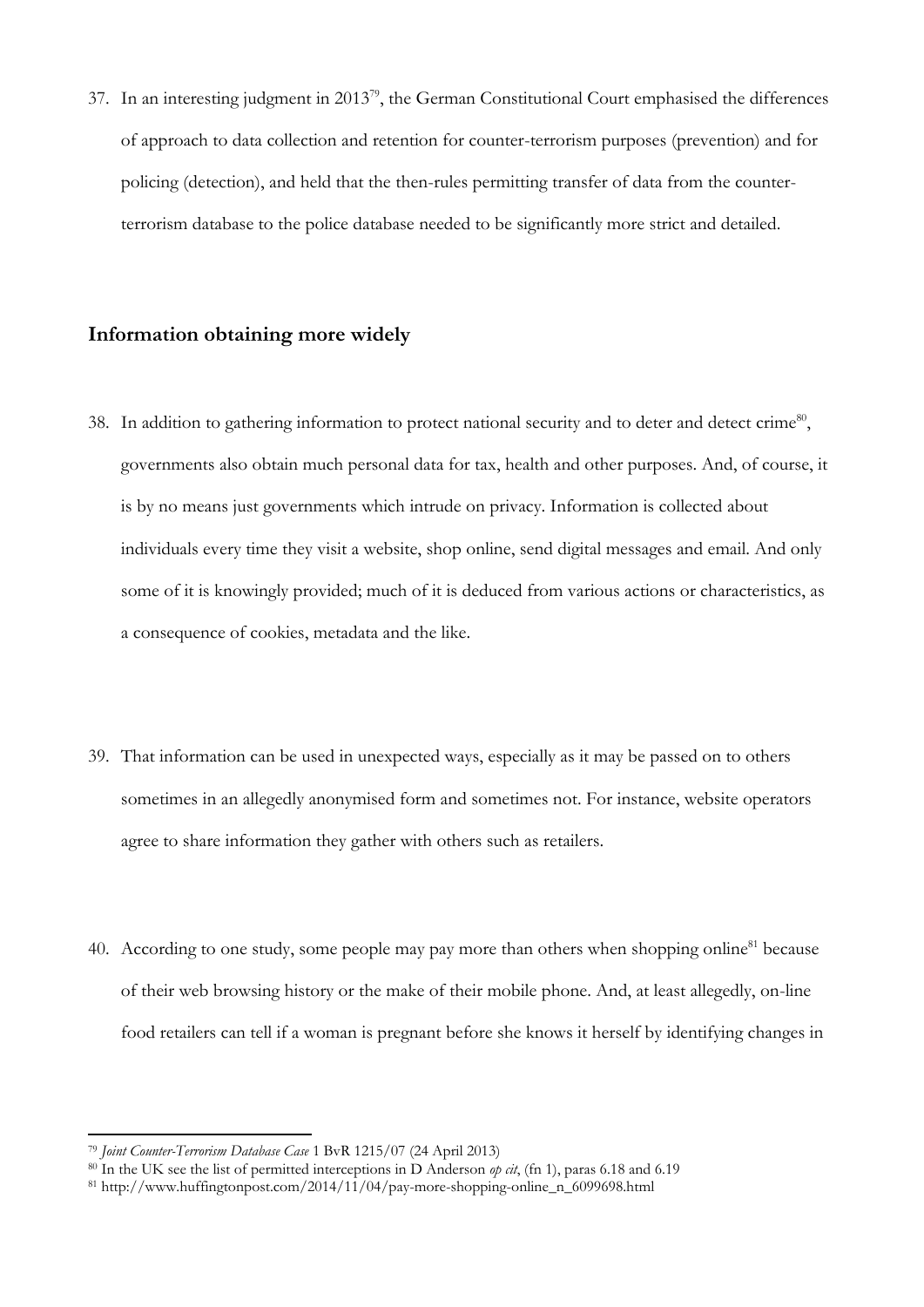37. In an interesting judgment in 2013[79], the German Constitutional Court emphasised the differences of approach to data collection and retention for counter-terrorism purposes (prevention) and for policing (detection), and held that the then-rules permitting transfer of data from the counter-terrorism database to the police database needed to be significantly more strict and detailed.

## Information obtaining more widely

38. In addition to gathering information to protect national security and to deter and detect crime[80], governments also obtain much personal data for tax, health and other purposes. And, of course, it is by no means just governments which intrude on privacy. Information is collected about individuals every time they visit a website, shop online, send digital messages and email. And only some of it is knowingly provided; much of it is deduced from various actions or characteristics, as a consequence of cookies, metadata and the like.

39. That information can be used in unexpected ways, especially as it may be passed on to others sometimes in an allegedly anonymised form and sometimes not. For instance, website operators agree to share information they gather with others such as retailers.

40. According to one study, some people may pay more than others when shopping online[81] because of their web browsing history or the make of their mobile phone. And, at least allegedly, on-line food retailers can tell if a woman is pregnant before she knows it herself by identifying changes in

---

[79] *Joint Counter-Terrorism Database Case* 1 BvR 1215/07 (24 April 2013)

[80] In the UK see the list of permitted interceptions in D Anderson *op cit*, (fn 1), paras 6.18 and 6.19

[81] http://www.huffingtonpost.com/2014/11/04/pay-more-shopping-online_n_6099698.html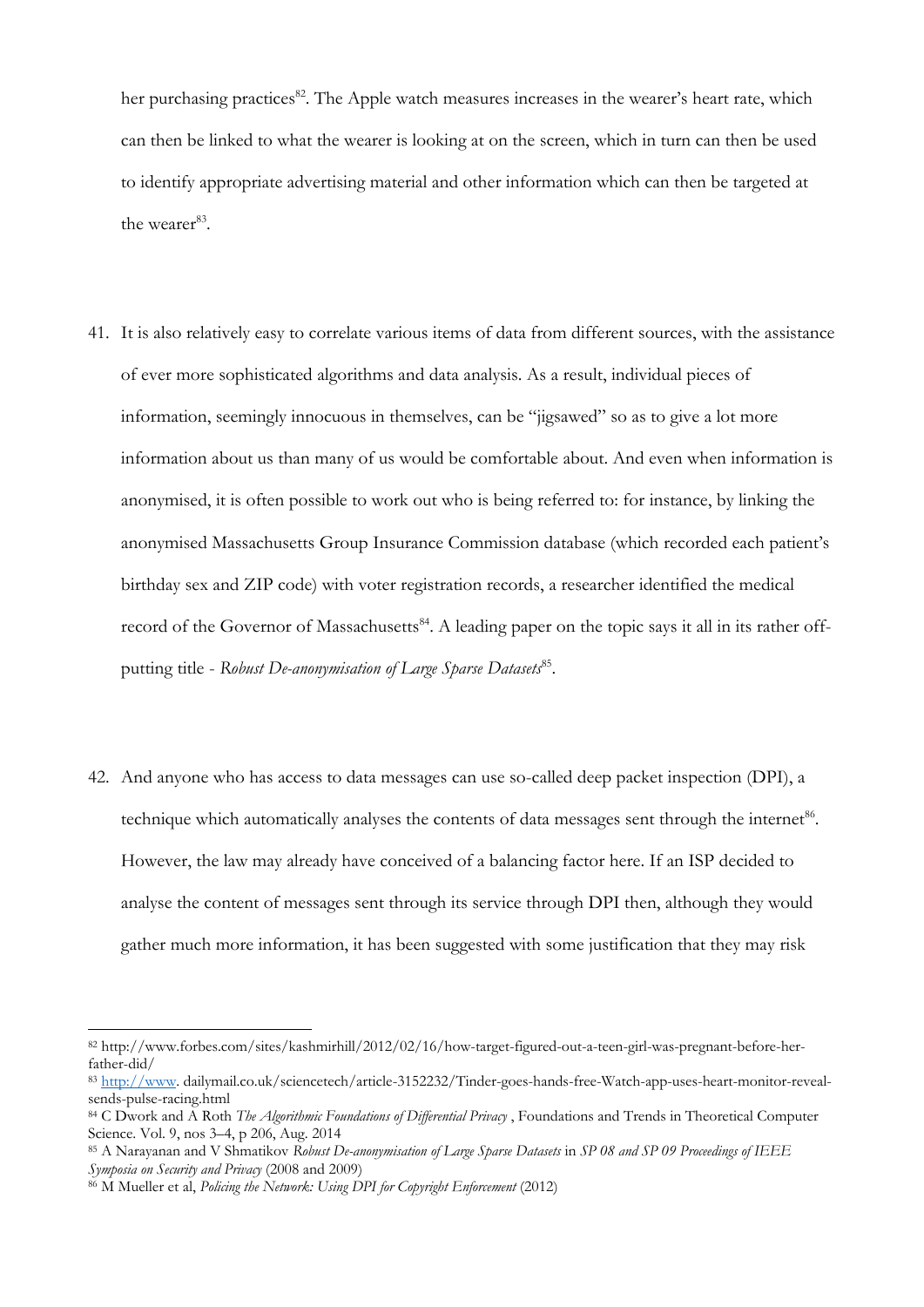her purchasing practices[82]. The Apple watch measures increases in the wearer's heart rate, which can then be linked to what the wearer is looking at on the screen, which in turn can then be used to identify appropriate advertising material and other information which can then be targeted at the wearer[83].

41. It is also relatively easy to correlate various items of data from different sources, with the assistance of ever more sophisticated algorithms and data analysis. As a result, individual pieces of information, seemingly innocuous in themselves, can be "jigsawed" so as to give a lot more information about us than many of us would be comfortable about. And even when information is anonymised, it is often possible to work out who is being referred to: for instance, by linking the anonymised Massachusetts Group Insurance Commission database (which recorded each patient's birthday sex and ZIP code) with voter registration records, a researcher identified the medical record of the Governor of Massachusetts[84]. A leading paper on the topic says it all in its rather off-putting title - *Robust De-anonymisation of Large Sparse Datasets*[85].

42. And anyone who has access to data messages can use so-called deep packet inspection (DPI), a technique which automatically analyses the contents of data messages sent through the internet[86]. However, the law may already have conceived of a balancing factor here. If an ISP decided to analyse the content of messages sent through its service through DPI then, although they would gather much more information, it has been suggested with some justification that they may risk

---

[82] http://www.forbes.com/sites/kashmirhill/2012/02/16/how-target-figured-out-a-teen-girl-was-pregnant-before-her-father-did/

[83] http://www. dailymail.co.uk/sciencetech/article-3152232/Tinder-goes-hands-free-Watch-app-uses-heart-monitor-reveal-sends-pulse-racing.html

[84] C Dwork and A Roth *The Algorithmic Foundations of Differential Privacy* , Foundations and Trends in Theoretical Computer Science. Vol. 9, nos 3–4, p 206, Aug. 2014

[85] A Narayanan and V Shmatikov *Robust De-anonymisation of Large Sparse Datasets* in *SP 08 and SP 09 Proceedings of IEEE Symposia on Security and Privacy* (2008 and 2009)

[86] M Mueller et al, *Policing the Network: Using DPI for Copyright Enforcement* (2012)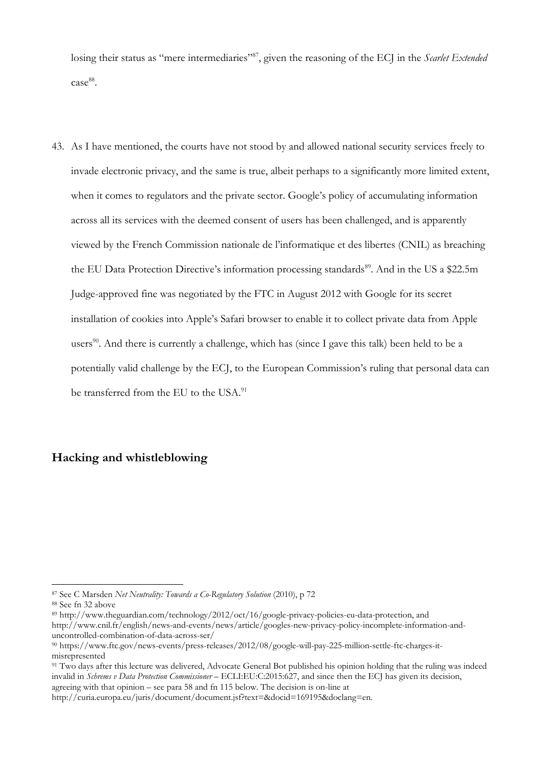losing their status as "mere intermediaries"[87], given the reasoning of the ECJ in the *Scarlet Extended* case[88].

43. As I have mentioned, the courts have not stood by and allowed national security services freely to invade electronic privacy, and the same is true, albeit perhaps to a significantly more limited extent, when it comes to regulators and the private sector. Google's policy of accumulating information across all its services with the deemed consent of users has been challenged, and is apparently viewed by the French Commission nationale de l'informatique et des libertes (CNIL) as breaching the EU Data Protection Directive's information processing standards[89]. And in the US a $22.5m Judge-approved fine was negotiated by the FTC in August 2012 with Google for its secret installation of cookies into Apple's Safari browser to enable it to collect private data from Apple users[90]. And there is currently a challenge, which has (since I gave this talk) been held to be a potentially valid challenge by the ECJ, to the European Commission's ruling that personal data can be transferred from the EU to the USA.[91]

## Hacking and whistleblowing

---

[87] See C Marsden *Net Neutrality: Towards a Co-Regulatory Solution* (2010), p 72

[88] See fn 32 above

[89] http://www.theguardian.com/technology/2012/oct/16/google-privacy-policies-eu-data-protection, and http://www.cnil.fr/english/news-and-events/news/article/googles-new-privacy-policy-incomplete-information-and-uncontrolled-combination-of-data-across-ser/

[90] https://www.ftc.gov/news-events/press-releases/2012/08/google-will-pay-225-million-settle-ftc-charges-it-misrepresented

[91] Two days after this lecture was delivered, Advocate General Bot published his opinion holding that the ruling was indeed invalid in *Schrems v Data Protection Commissioner* – ECLI:EU:C:2015:627, and since then the ECJ has given its decision, agreeing with that opinion – see para 58 and fn 115 below. The decision is on-line at http://curia.europa.eu/juris/document/document.jsf?text=&docid=169195&doclang=en.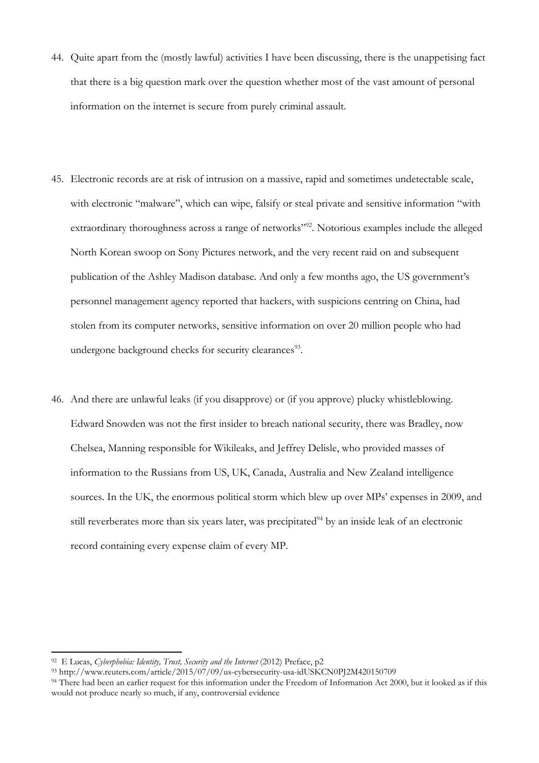44. Quite apart from the (mostly lawful) activities I have been discussing, there is the unappetising fact that there is a big question mark over the question whether most of the vast amount of personal information on the internet is secure from purely criminal assault.

45. Electronic records are at risk of intrusion on a massive, rapid and sometimes undetectable scale, with electronic "malware", which can wipe, falsify or steal private and sensitive information "with extraordinary thoroughness across a range of networks"[92]. Notorious examples include the alleged North Korean swoop on Sony Pictures network, and the very recent raid on and subsequent publication of the Ashley Madison database. And only a few months ago, the US government's personnel management agency reported that hackers, with suspicions centring on China, had stolen from its computer networks, sensitive information on over 20 million people who had undergone background checks for security clearances[93].

46. And there are unlawful leaks (if you disapprove) or (if you approve) plucky whistleblowing. Edward Snowden was not the first insider to breach national security, there was Bradley, now Chelsea, Manning responsible for Wikileaks, and Jeffrey Delisle, who provided masses of information to the Russians from US, UK, Canada, Australia and New Zealand intelligence sources. In the UK, the enormous political storm which blew up over MPs' expenses in 2009, and still reverberates more than six years later, was precipitated[94] by an inside leak of an electronic record containing every expense claim of every MP.

---

[92] E Lucas, *Cyberphobia: Identity, Trust, Security and the Internet* (2012) Preface, p2

[93] http://www.reuters.com/article/2015/07/09/us-cybersecurity-usa-idUSKCN0PJ2M420150709

[94] There had been an earlier request for this information under the Freedom of Information Act 2000, but it looked as if this would not produce nearly so much, if any, controversial evidence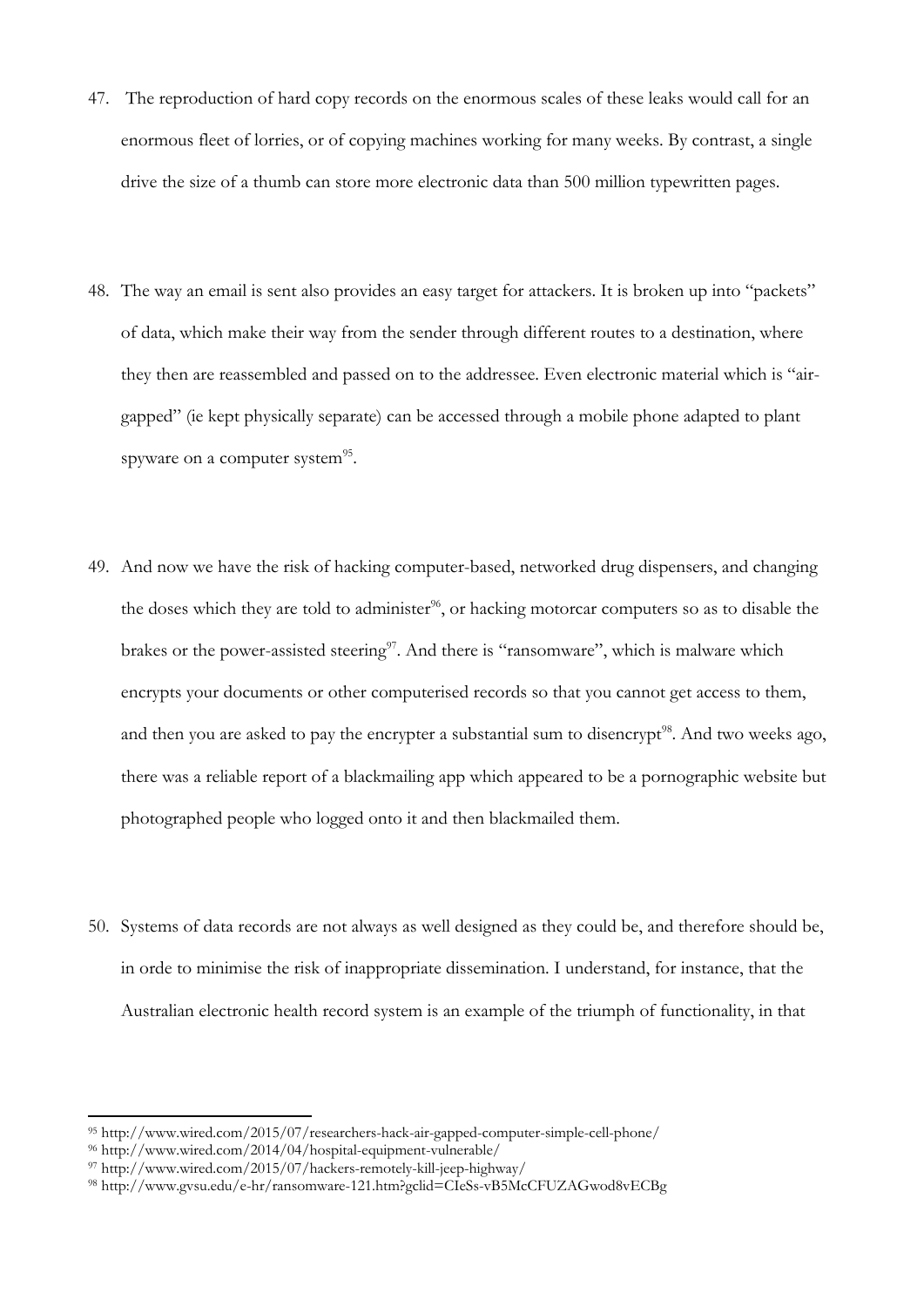47. The reproduction of hard copy records on the enormous scales of these leaks would call for an enormous fleet of lorries, or of copying machines working for many weeks. By contrast, a single drive the size of a thumb can store more electronic data than 500 million typewritten pages.

48. The way an email is sent also provides an easy target for attackers. It is broken up into "packets" of data, which make their way from the sender through different routes to a destination, where they then are reassembled and passed on to the addressee. Even electronic material which is "air-gapped" (ie kept physically separate) can be accessed through a mobile phone adapted to plant spyware on a computer system[95].

49. And now we have the risk of hacking computer-based, networked drug dispensers, and changing the doses which they are told to administer[96], or hacking motorcar computers so as to disable the brakes or the power-assisted steering[97]. And there is "ransomware", which is malware which encrypts your documents or other computerised records so that you cannot get access to them, and then you are asked to pay the encrypter a substantial sum to disencrypt[98]. And two weeks ago, there was a reliable report of a blackmailing app which appeared to be a pornographic website but photographed people who logged onto it and then blackmailed them.

50. Systems of data records are not always as well designed as they could be, and therefore should be, in orde to minimise the risk of inappropriate dissemination. I understand, for instance, that the Australian electronic health record system is an example of the triumph of functionality, in that

---

[95] http://www.wired.com/2015/07/researchers-hack-air-gapped-computer-simple-cell-phone/

[96] http://www.wired.com/2014/04/hospital-equipment-vulnerable/

[97] http://www.wired.com/2015/07/hackers-remotely-kill-jeep-highway/

[98] http://www.gvsu.edu/e-hr/ransomware-121.htm?gclid=CIeSs-vB5McCFUZAGwod8vECBg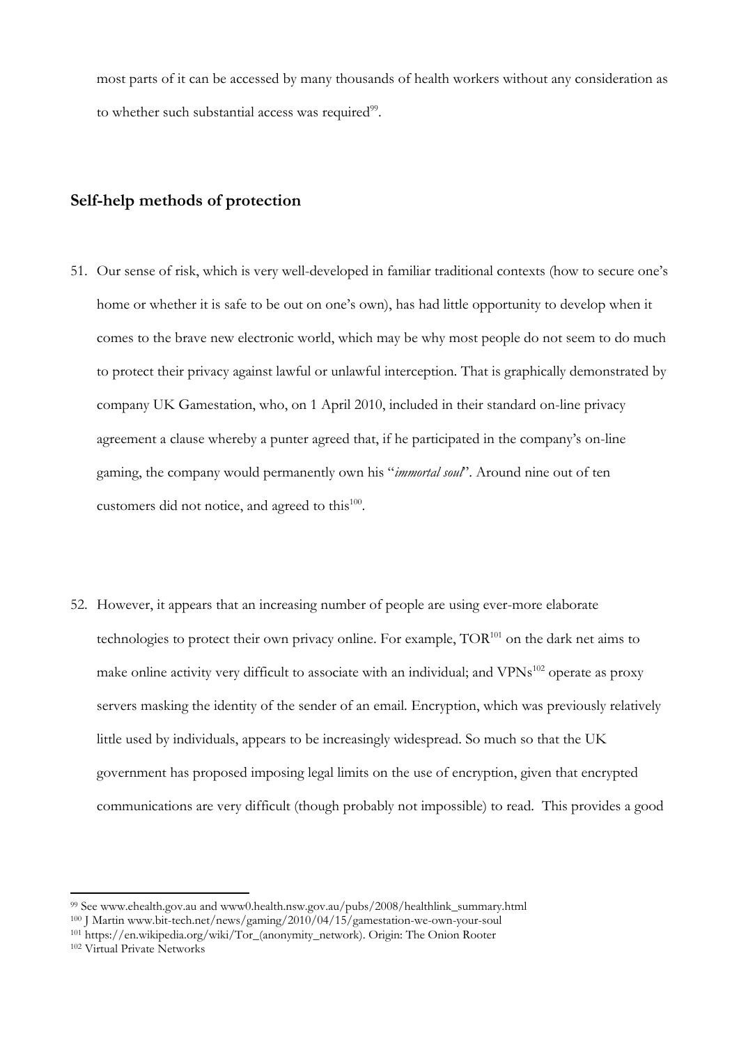most parts of it can be accessed by many thousands of health workers without any consideration as to whether such substantial access was required[99].

## Self-help methods of protection

51. Our sense of risk, which is very well-developed in familiar traditional contexts (how to secure one's home or whether it is safe to be out on one's own), has had little opportunity to develop when it comes to the brave new electronic world, which may be why most people do not seem to do much to protect their privacy against lawful or unlawful interception. That is graphically demonstrated by company UK Gamestation, who, on 1 April 2010, included in their standard on-line privacy agreement a clause whereby a punter agreed that, if he participated in the company's on-line gaming, the company would permanently own his "*immortal soul*". Around nine out of ten customers did not notice, and agreed to this[100].

52. However, it appears that an increasing number of people are using ever-more elaborate technologies to protect their own privacy online. For example, TOR[101] on the dark net aims to make online activity very difficult to associate with an individual; and VPNs[102] operate as proxy servers masking the identity of the sender of an email. Encryption, which was previously relatively little used by individuals, appears to be increasingly widespread. So much so that the UK government has proposed imposing legal limits on the use of encryption, given that encrypted communications are very difficult (though probably not impossible) to read. This provides a good

---

[99] See www.ehealth.gov.au and www0.health.nsw.gov.au/pubs/2008/healthlink_summary.html

[100] J Martin www.bit-tech.net/news/gaming/2010/04/15/gamestation-we-own-your-soul

[101] https://en.wikipedia.org/wiki/Tor_(anonymity_network). Origin: The Onion Rooter

[102] Virtual Private Networks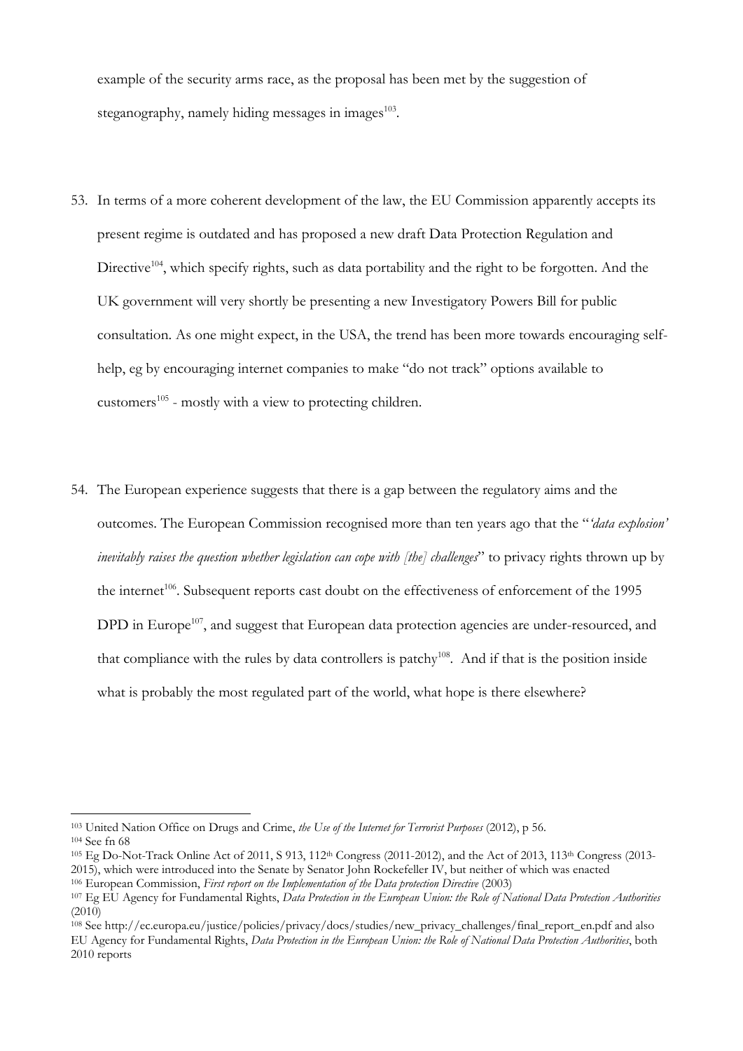example of the security arms race, as the proposal has been met by the suggestion of steganography, namely hiding messages in images[103].

53. In terms of a more coherent development of the law, the EU Commission apparently accepts its present regime is outdated and has proposed a new draft Data Protection Regulation and Directive[104], which specify rights, such as data portability and the right to be forgotten. And the UK government will very shortly be presenting a new Investigatory Powers Bill for public consultation. As one might expect, in the USA, the trend has been more towards encouraging self-help, eg by encouraging internet companies to make "do not track" options available to customers[105] - mostly with a view to protecting children.

54. The European experience suggests that there is a gap between the regulatory aims and the outcomes. The European Commission recognised more than ten years ago that the "*'data explosion' inevitably raises the question whether legislation can cope with [the] challenges*" to privacy rights thrown up by the internet[106]. Subsequent reports cast doubt on the effectiveness of enforcement of the 1995 DPD in Europe[107], and suggest that European data protection agencies are under-resourced, and that compliance with the rules by data controllers is patchy[108]. And if that is the position inside what is probably the most regulated part of the world, what hope is there elsewhere?

---

[103] United Nation Office on Drugs and Crime, *the Use of the Internet for Terrorist Purposes* (2012), p 56.

[104] See fn 68

[105] Eg Do-Not-Track Online Act of 2011, S 913, 112th Congress (2011-2012), and the Act of 2013, 113th Congress (2013-2015), which were introduced into the Senate by Senator John Rockefeller IV, but neither of which was enacted

[106] European Commission, *First report on the Implementation of the Data protection Directive* (2003)

[107] Eg EU Agency for Fundamental Rights, *Data Protection in the European Union: the Role of National Data Protection Authorities* (2010)

[108] See http://ec.europa.eu/justice/policies/privacy/docs/studies/new_privacy_challenges/final_report_en.pdf and also EU Agency for Fundamental Rights, *Data Protection in the European Union: the Role of National Data Protection Authorities*, both 2010 reports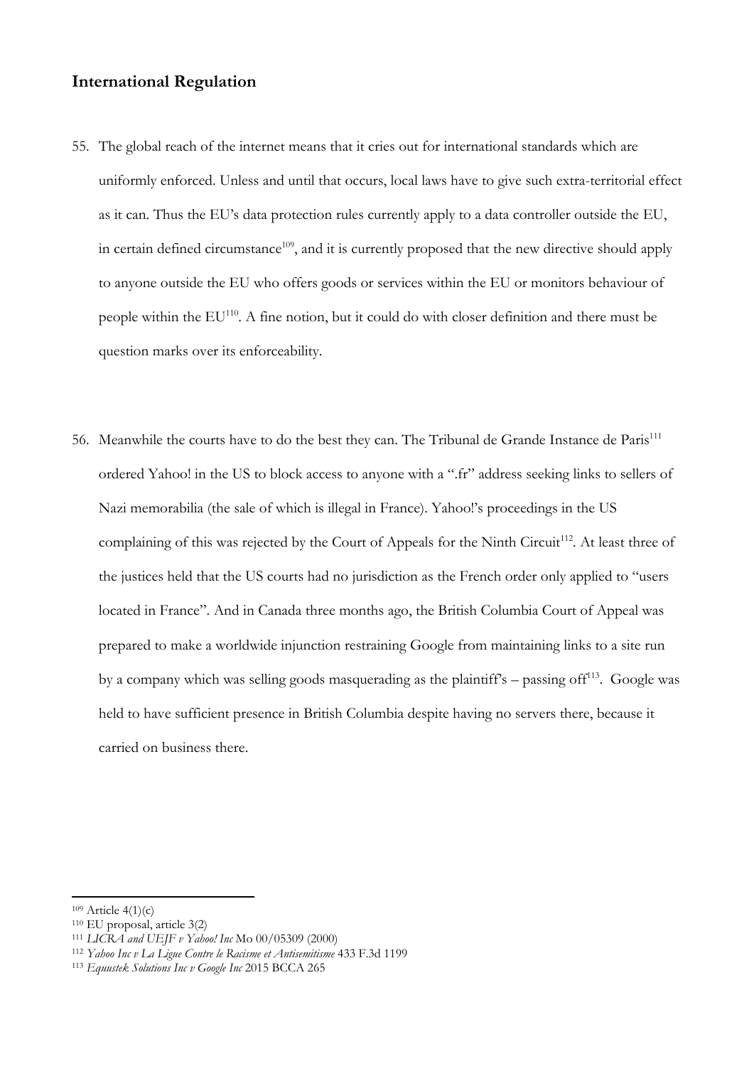## International Regulation

55. The global reach of the internet means that it cries out for international standards which are uniformly enforced. Unless and until that occurs, local laws have to give such extra-territorial effect as it can. Thus the EU's data protection rules currently apply to a data controller outside the EU, in certain defined circumstance[109], and it is currently proposed that the new directive should apply to anyone outside the EU who offers goods or services within the EU or monitors behaviour of people within the EU[110]. A fine notion, but it could do with closer definition and there must be question marks over its enforceability.

56. Meanwhile the courts have to do the best they can. The Tribunal de Grande Instance de Paris[111] ordered Yahoo! in the US to block access to anyone with a ".fr" address seeking links to sellers of Nazi memorabilia (the sale of which is illegal in France). Yahoo!'s proceedings in the US complaining of this was rejected by the Court of Appeals for the Ninth Circuit[112]. At least three of the justices held that the US courts had no jurisdiction as the French order only applied to "users located in France". And in Canada three months ago, the British Columbia Court of Appeal was prepared to make a worldwide injunction restraining Google from maintaining links to a site run by a company which was selling goods masquerading as the plaintiff's – passing off[113]. Google was held to have sufficient presence in British Columbia despite having no servers there, because it carried on business there.

---

[109] Article 4(1)(c)

[110] EU proposal, article 3(2)

[111] *LICRA and UEJF v Yahoo! Inc* Mo 00/05309 (2000)

[112] *Yahoo Inc v La Ligue Contre le Racisme et Antisemitisme* 433 F.3d 1199

[113] *Equustek Solutions Inc v Google Inc* 2015 BCCA 265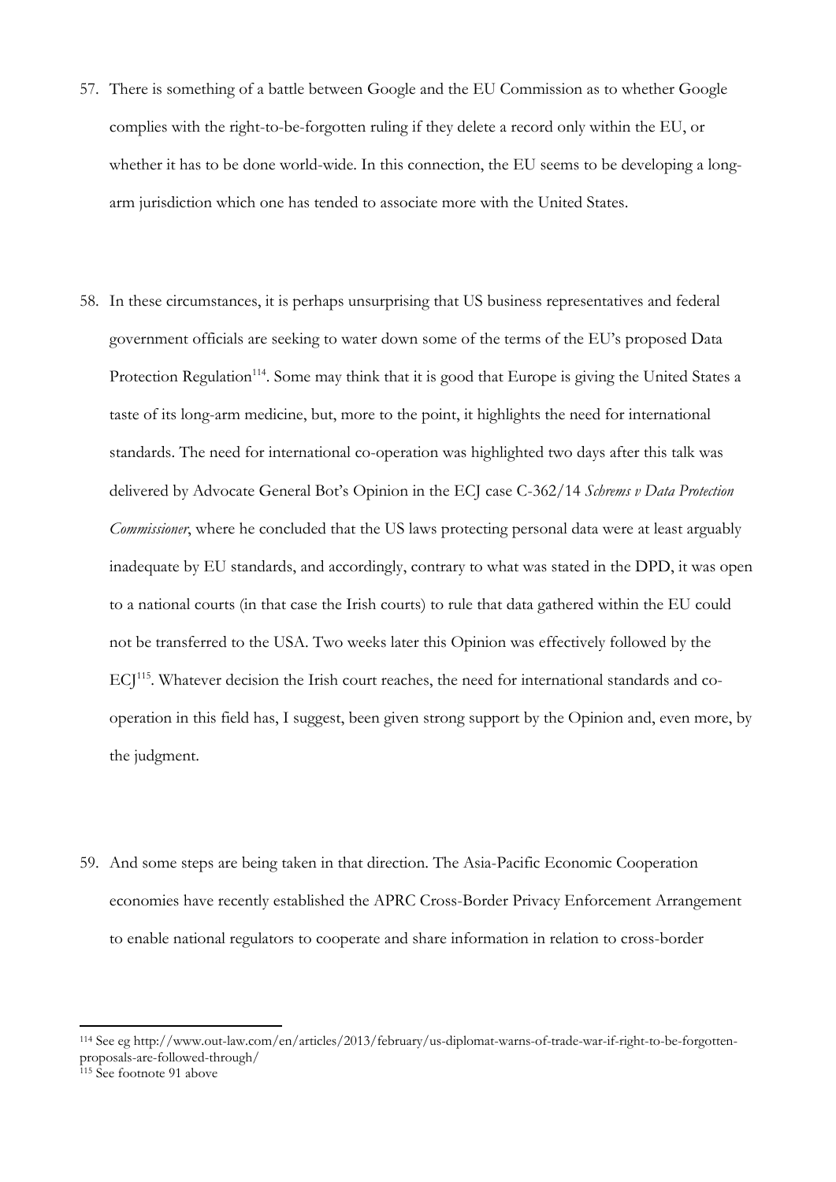57. There is something of a battle between Google and the EU Commission as to whether Google complies with the right-to-be-forgotten ruling if they delete a record only within the EU, or whether it has to be done world-wide. In this connection, the EU seems to be developing a long-arm jurisdiction which one has tended to associate more with the United States.

58. In these circumstances, it is perhaps unsurprising that US business representatives and federal government officials are seeking to water down some of the terms of the EU's proposed Data Protection Regulation[114]. Some may think that it is good that Europe is giving the United States a taste of its long-arm medicine, but, more to the point, it highlights the need for international standards. The need for international co-operation was highlighted two days after this talk was delivered by Advocate General Bot's Opinion in the ECJ case C-362/14 *Schrems v Data Protection Commissioner*, where he concluded that the US laws protecting personal data were at least arguably inadequate by EU standards, and accordingly, contrary to what was stated in the DPD, it was open to a national courts (in that case the Irish courts) to rule that data gathered within the EU could not be transferred to the USA. Two weeks later this Opinion was effectively followed by the ECJ[115]. Whatever decision the Irish court reaches, the need for international standards and co-operation in this field has, I suggest, been given strong support by the Opinion and, even more, by the judgment.

59. And some steps are being taken in that direction. The Asia-Pacific Economic Cooperation economies have recently established the APRC Cross-Border Privacy Enforcement Arrangement to enable national regulators to cooperate and share information in relation to cross-border

---

[114] See eg http://www.out-law.com/en/articles/2013/february/us-diplomat-warns-of-trade-war-if-right-to-be-forgotten-proposals-are-followed-through/

[115] See footnote 91 above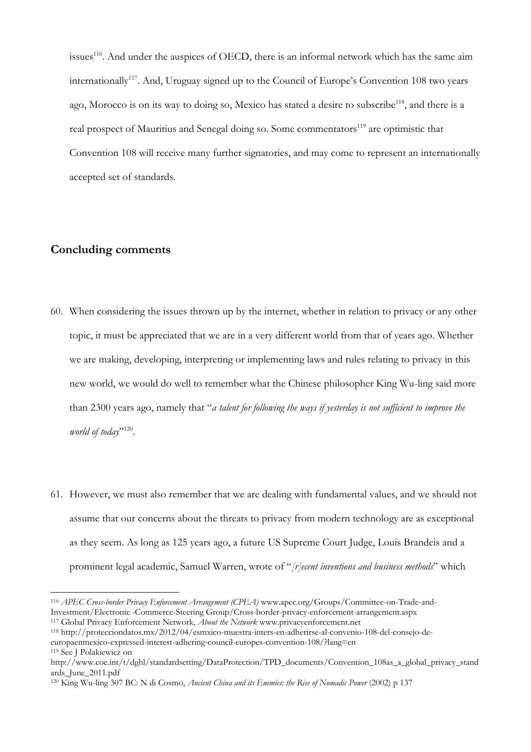issues[116]. And under the auspices of OECD, there is an informal network which has the same aim internationally[117]. And, Uruguay signed up to the Council of Europe's Convention 108 two years ago, Morocco is on its way to doing so, Mexico has stated a desire to subscribe[118], and there is a real prospect of Mauritius and Senegal doing so. Some commentators[119] are optimistic that Convention 108 will receive many further signatories, and may come to represent an internationally accepted set of standards.

## Concluding comments

60. When considering the issues thrown up by the internet, whether in relation to privacy or any other topic, it must be appreciated that we are in a very different world from that of years ago. Whether we are making, developing, interpreting or implementing laws and rules relating to privacy in this new world, we would do well to remember what the Chinese philosopher King Wu-ling said more than 2300 years ago, namely that "*a talent for following the ways if yesterday is not sufficient to improve the world of today*"[120].

61. However, we must also remember that we are dealing with fundamental values, and we should not assume that our concerns about the threats to privacy from modern technology are as exceptional as they seem. As long as 125 years ago, a future US Supreme Court Judge, Louis Brandeis and a prominent legal academic, Samuel Warren, wrote of "*[r]ecent inventions and business methods*" which

---

[116] *APEC Cross-border Privacy Enforcement Arrangement (CPEA)* www.apec.org/Groups/Committee-on-Trade-and-Investment/Electronic -Commerce-Steering Group/Cross-border-privacy-enforcement-arrangement.aspx

[117] Global Privacy Enforcement Network, *About the Network* www.privacyenforcement.net

[118] http://protecciondatos.mx/2012/04/esmxico-muestra-inters-en-adherirse-al-convenio-108-del-consejo-de-europaenmexico-expressed-interest-adhering-council-europes-convention-108/?lang=en

[119] See J Polakiewicz on http://www.coe.int/t/dghl/standardsetting/DataProtection/TPD_documents/Convention_108as_a_global_privacy_standards_June_2011.pdf

[120] King Wu-ling 307 BC: N di Cosmo, *Ancient China and its Enemies: the Rise of Nomadic Power* (2002) p 137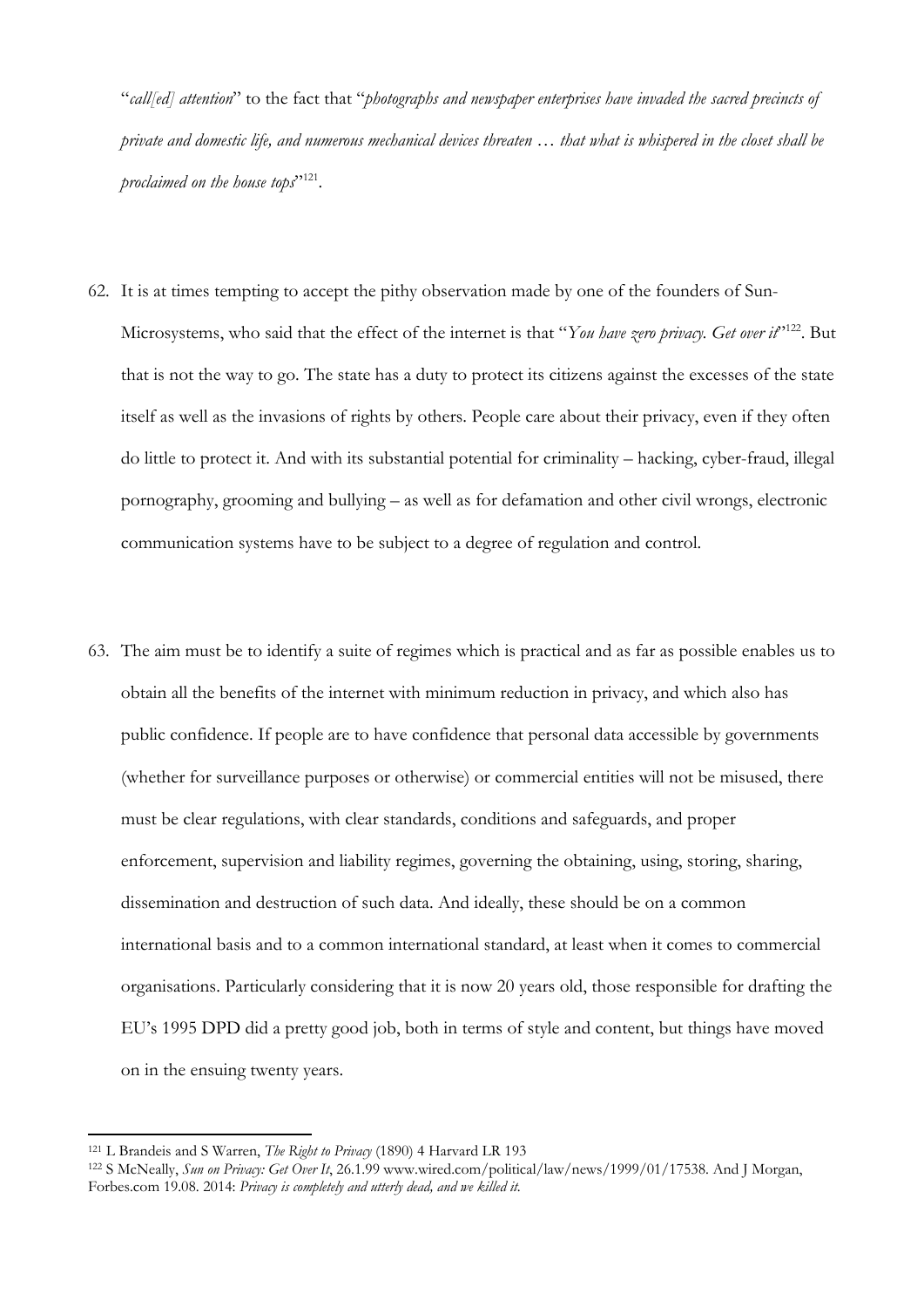"*call[ed] attention*" to the fact that "*photographs and newspaper enterprises have invaded the sacred precincts of private and domestic life, and numerous mechanical devices threaten … that what is whispered in the closet shall be proclaimed on the house tops*"[121].

62. It is at times tempting to accept the pithy observation made by one of the founders of Sun-Microsystems, who said that the effect of the internet is that "*You have zero privacy. Get over it*"[122]. But that is not the way to go. The state has a duty to protect its citizens against the excesses of the state itself as well as the invasions of rights by others. People care about their privacy, even if they often do little to protect it. And with its substantial potential for criminality – hacking, cyber-fraud, illegal pornography, grooming and bullying – as well as for defamation and other civil wrongs, electronic communication systems have to be subject to a degree of regulation and control.

63. The aim must be to identify a suite of regimes which is practical and as far as possible enables us to obtain all the benefits of the internet with minimum reduction in privacy, and which also has public confidence. If people are to have confidence that personal data accessible by governments (whether for surveillance purposes or otherwise) or commercial entities will not be misused, there must be clear regulations, with clear standards, conditions and safeguards, and proper enforcement, supervision and liability regimes, governing the obtaining, using, storing, sharing, dissemination and destruction of such data. And ideally, these should be on a common international basis and to a common international standard, at least when it comes to commercial organisations. Particularly considering that it is now 20 years old, those responsible for drafting the EU's 1995 DPD did a pretty good job, both in terms of style and content, but things have moved on in the ensuing twenty years.

---

[121] L Brandeis and S Warren, *The Right to Privacy* (1890) 4 Harvard LR 193

[122] S McNeally, *Sun on Privacy: Get Over It*, 26.1.99 www.wired.com/political/law/news/1999/01/17538. And J Morgan, Forbes.com 19.08. 2014: *Privacy is completely and utterly dead, and we killed it.*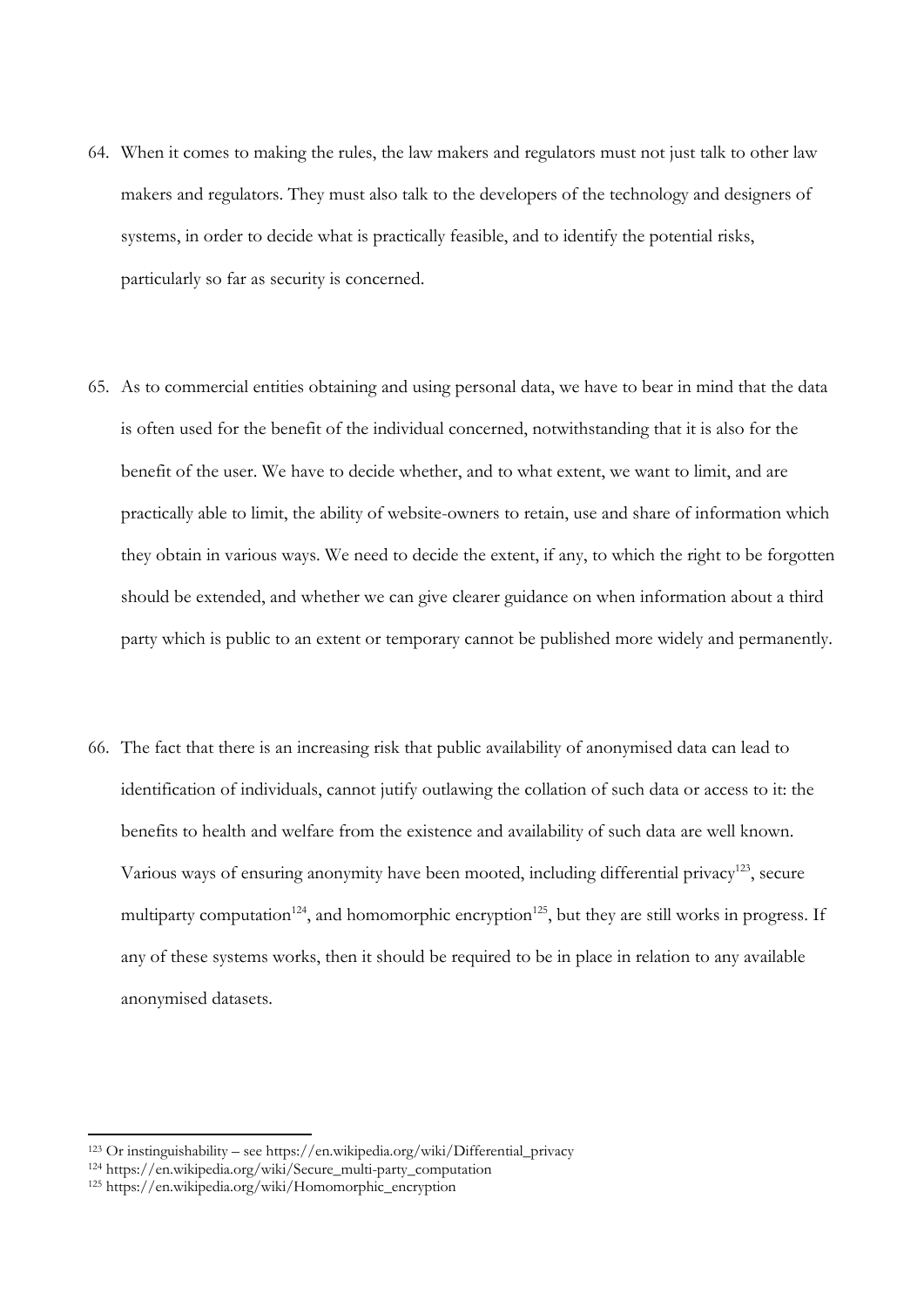64. When it comes to making the rules, the law makers and regulators must not just talk to other law makers and regulators. They must also talk to the developers of the technology and designers of systems, in order to decide what is practically feasible, and to identify the potential risks, particularly so far as security is concerned.

65. As to commercial entities obtaining and using personal data, we have to bear in mind that the data is often used for the benefit of the individual concerned, notwithstanding that it is also for the benefit of the user. We have to decide whether, and to what extent, we want to limit, and are practically able to limit, the ability of website-owners to retain, use and share of information which they obtain in various ways. We need to decide the extent, if any, to which the right to be forgotten should be extended, and whether we can give clearer guidance on when information about a third party which is public to an extent or temporary cannot be published more widely and permanently.

66. The fact that there is an increasing risk that public availability of anonymised data can lead to identification of individuals, cannot jutify outlawing the collation of such data or access to it: the benefits to health and welfare from the existence and availability of such data are well known. Various ways of ensuring anonymity have been mooted, including differential privacy[123], secure multiparty computation[124], and homomorphic encryption[125], but they are still works in progress. If any of these systems works, then it should be required to be in place in relation to any available anonymised datasets.

---

[123] Or instinguishability – see https://en.wikipedia.org/wiki/Differential_privacy

[124] https://en.wikipedia.org/wiki/Secure_multi-party_computation

[125] https://en.wikipedia.org/wiki/Homomorphic_encryption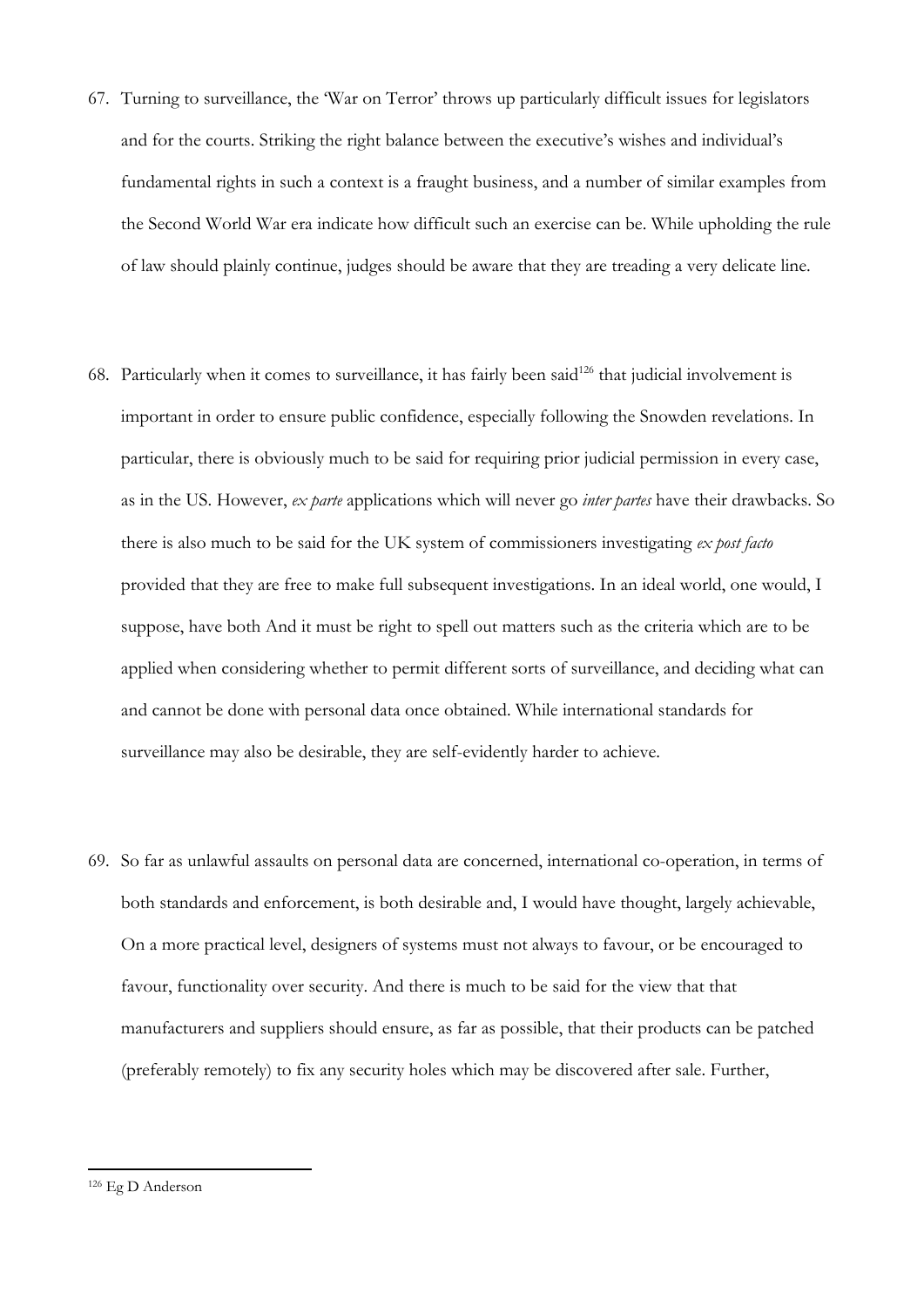67. Turning to surveillance, the 'War on Terror' throws up particularly difficult issues for legislators and for the courts. Striking the right balance between the executive's wishes and individual's fundamental rights in such a context is a fraught business, and a number of similar examples from the Second World War era indicate how difficult such an exercise can be. While upholding the rule of law should plainly continue, judges should be aware that they are treading a very delicate line.

68. Particularly when it comes to surveillance, it has fairly been said[126] that judicial involvement is important in order to ensure public confidence, especially following the Snowden revelations. In particular, there is obviously much to be said for requiring prior judicial permission in every case, as in the US. However, *ex parte* applications which will never go *inter partes* have their drawbacks. So there is also much to be said for the UK system of commissioners investigating *ex post facto* provided that they are free to make full subsequent investigations. In an ideal world, one would, I suppose, have both And it must be right to spell out matters such as the criteria which are to be applied when considering whether to permit different sorts of surveillance, and deciding what can and cannot be done with personal data once obtained. While international standards for surveillance may also be desirable, they are self-evidently harder to achieve.

69. So far as unlawful assaults on personal data are concerned, international co-operation, in terms of both standards and enforcement, is both desirable and, I would have thought, largely achievable, On a more practical level, designers of systems must not always to favour, or be encouraged to favour, functionality over security. And there is much to be said for the view that that manufacturers and suppliers should ensure, as far as possible, that their products can be patched (preferably remotely) to fix any security holes which may be discovered after sale. Further,

[126] Eg D Anderson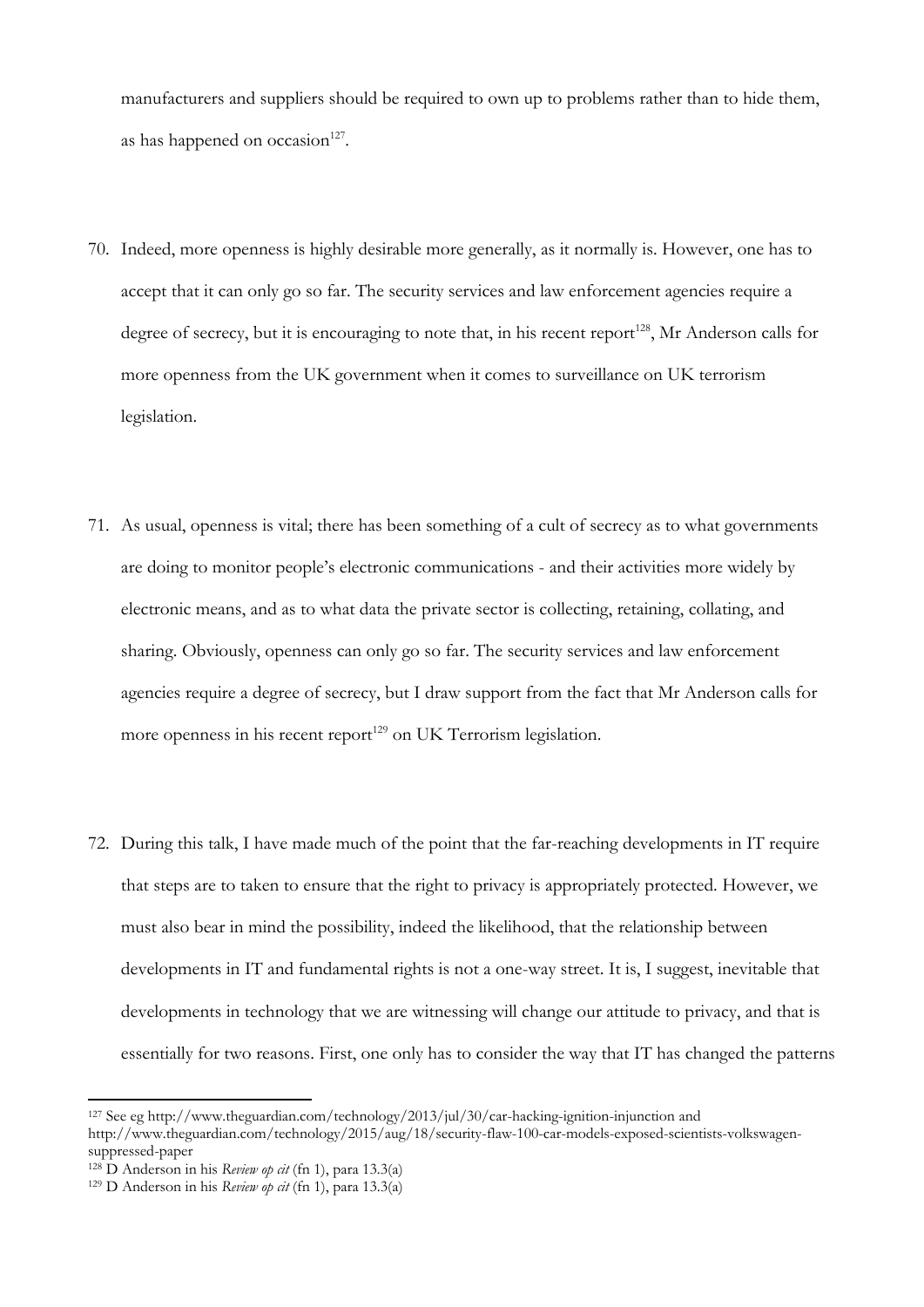manufacturers and suppliers should be required to own up to problems rather than to hide them, as has happened on occasion[127].

70. Indeed, more openness is highly desirable more generally, as it normally is. However, one has to accept that it can only go so far. The security services and law enforcement agencies require a degree of secrecy, but it is encouraging to note that, in his recent report[128], Mr Anderson calls for more openness from the UK government when it comes to surveillance on UK terrorism legislation.

71. As usual, openness is vital; there has been something of a cult of secrecy as to what governments are doing to monitor people's electronic communications - and their activities more widely by electronic means, and as to what data the private sector is collecting, retaining, collating, and sharing. Obviously, openness can only go so far. The security services and law enforcement agencies require a degree of secrecy, but I draw support from the fact that Mr Anderson calls for more openness in his recent report[129] on UK Terrorism legislation.

72. During this talk, I have made much of the point that the far-reaching developments in IT require that steps are to taken to ensure that the right to privacy is appropriately protected. However, we must also bear in mind the possibility, indeed the likelihood, that the relationship between developments in IT and fundamental rights is not a one-way street. It is, I suggest, inevitable that developments in technology that we are witnessing will change our attitude to privacy, and that is essentially for two reasons. First, one only has to consider the way that IT has changed the patterns

---

[127] See eg http://www.theguardian.com/technology/2013/jul/30/car-hacking-ignition-injunction and http://www.theguardian.com/technology/2015/aug/18/security-flaw-100-car-models-exposed-scientists-volkswagen-suppressed-paper

[128] D Anderson in his *Review op cit* (fn 1), para 13.3(a)

[129] D Anderson in his *Review op cit* (fn 1), para 13.3(a)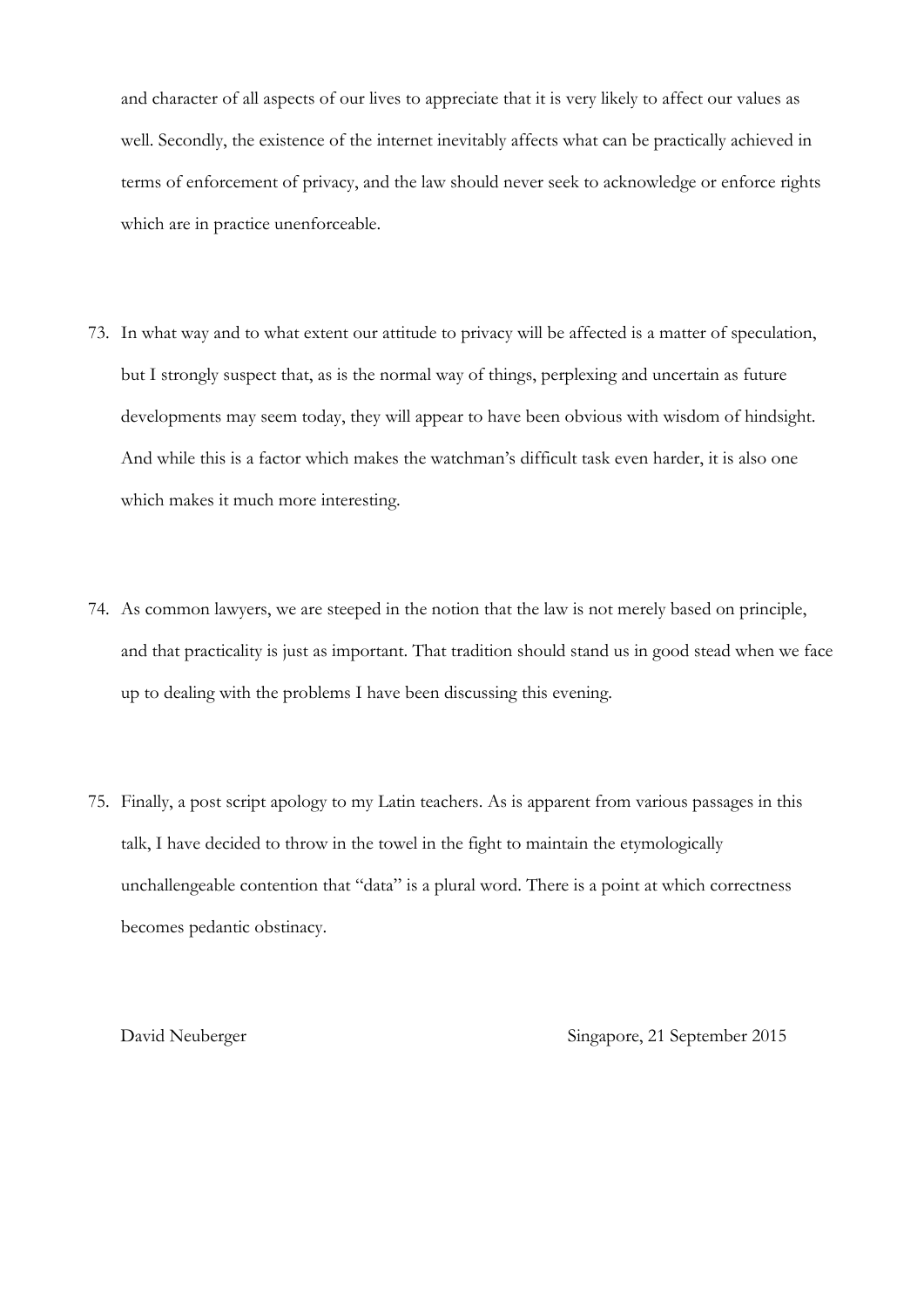and character of all aspects of our lives to appreciate that it is very likely to affect our values as well. Secondly, the existence of the internet inevitably affects what can be practically achieved in terms of enforcement of privacy, and the law should never seek to acknowledge or enforce rights which are in practice unenforceable.

73. In what way and to what extent our attitude to privacy will be affected is a matter of speculation, but I strongly suspect that, as is the normal way of things, perplexing and uncertain as future developments may seem today, they will appear to have been obvious with wisdom of hindsight. And while this is a factor which makes the watchman's difficult task even harder, it is also one which makes it much more interesting.

74. As common lawyers, we are steeped in the notion that the law is not merely based on principle, and that practicality is just as important. That tradition should stand us in good stead when we face up to dealing with the problems I have been discussing this evening.

75. Finally, a post script apology to my Latin teachers. As is apparent from various passages in this talk, I have decided to throw in the towel in the fight to maintain the etymologically unchallengeable contention that "data" is a plural word. There is a point at which correctness becomes pedantic obstinacy.

David Neuberger

Singapore, 21 September 2015